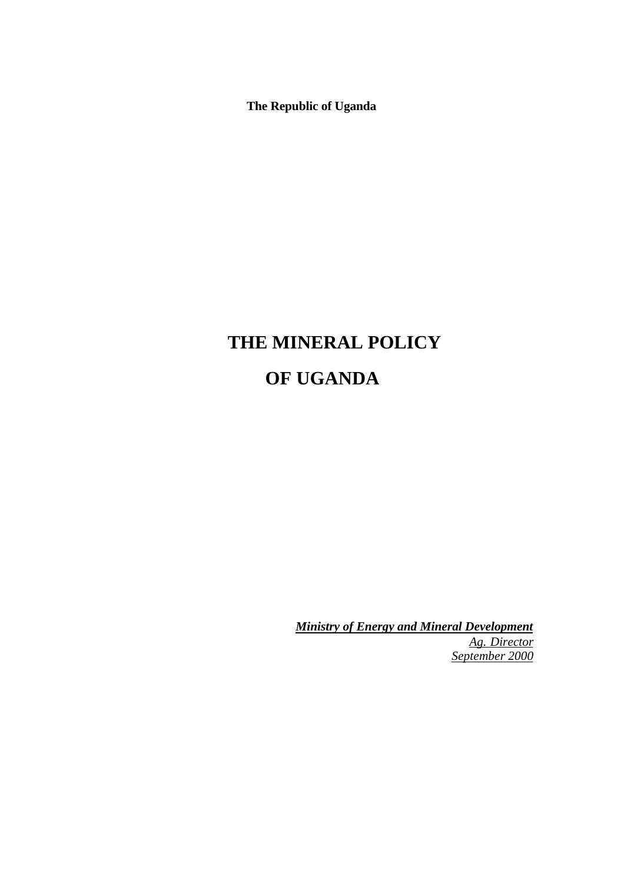**The Republic of Uganda**

# THE MINERAL POLICY OF UGANDA

***Ministry of Energy and Mineral Development***

*Ag. Director*

*September 2000*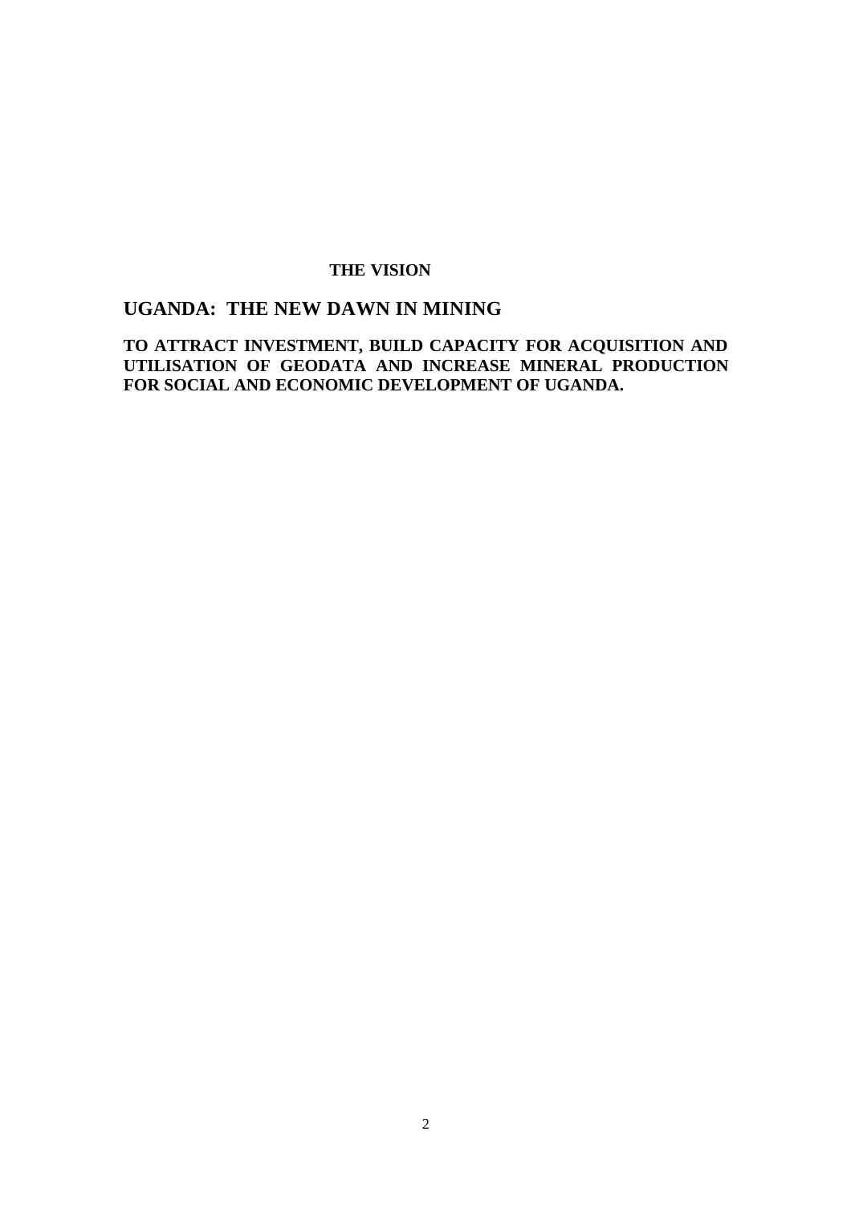## THE VISION

## UGANDA: THE NEW DAWN IN MINING

**TO ATTRACT INVESTMENT, BUILD CAPACITY FOR ACQUISITION AND UTILISATION OF GEODATA AND INCREASE MINERAL PRODUCTION FOR SOCIAL AND ECONOMIC DEVELOPMENT OF UGANDA.**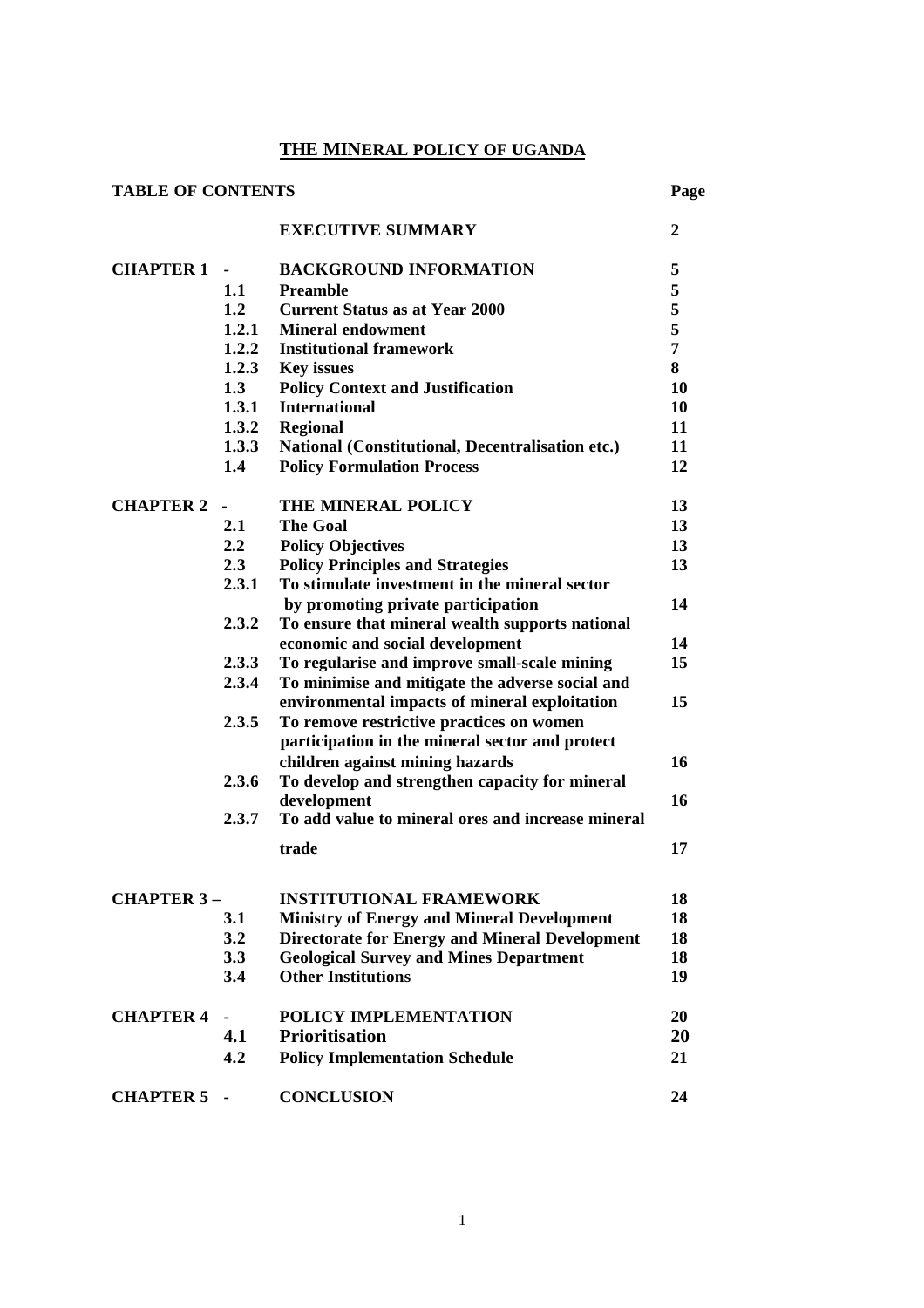# THE MINERAL POLICY OF UGANDA

| TABLE OF CONTENTS | | | Page |
|---|---|---|---|
| | | **EXECUTIVE SUMMARY** | **2** |
| **CHAPTER 1** | **-** | **BACKGROUND INFORMATION** | **5** |
| | **1.1** | **Preamble** | **5** |
| | **1.2** | **Current Status as at Year 2000** | **5** |
| | **1.2.1** | **Mineral endowment** | **5** |
| | **1.2.2** | **Institutional framework** | **7** |
| | **1.2.3** | **Key issues** | **8** |
| | **1.3** | **Policy Context and Justification** | **10** |
| | **1.3.1** | **International** | **10** |
| | **1.3.2** | **Regional** | **11** |
| | **1.3.3** | **National (Constitutional, Decentralisation etc.)** | **11** |
| | **1.4** | **Policy Formulation Process** | **12** |
| **CHAPTER 2** | **-** | **THE MINERAL POLICY** | **13** |
| | **2.1** | **The Goal** | **13** |
| | **2.2** | **Policy Objectives** | **13** |
| | **2.3** | **Policy Principles and Strategies** | **13** |
| | **2.3.1** | **To stimulate investment in the mineral sector by promoting private participation** | **14** |
| | **2.3.2** | **To ensure that mineral wealth supports national economic and social development** | **14** |
| | **2.3.3** | **To regularise and improve small-scale mining** | **15** |
| | **2.3.4** | **To minimise and mitigate the adverse social and environmental impacts of mineral exploitation** | **15** |
| | **2.3.5** | **To remove restrictive practices on women participation in the mineral sector and protect children against mining hazards** | **16** |
| | **2.3.6** | **To develop and strengthen capacity for mineral development** | **16** |
| | **2.3.7** | **To add value to mineral ores and increase mineral trade** | **17** |
| **CHAPTER 3 –** | | **INSTITUTIONAL FRAMEWORK** | **18** |
| | **3.1** | **Ministry of Energy and Mineral Development** | **18** |
| | **3.2** | **Directorate for Energy and Mineral Development** | **18** |
| | **3.3** | **Geological Survey and Mines Department** | **18** |
| | **3.4** | **Other Institutions** | **19** |
| **CHAPTER 4** | **-** | **POLICY IMPLEMENTATION** | **20** |
| | **4.1** | **Prioritisation** | **20** |
| | **4.2** | **Policy Implementation Schedule** | **21** |
| **CHAPTER 5** | **-** | **CONCLUSION** | **24** |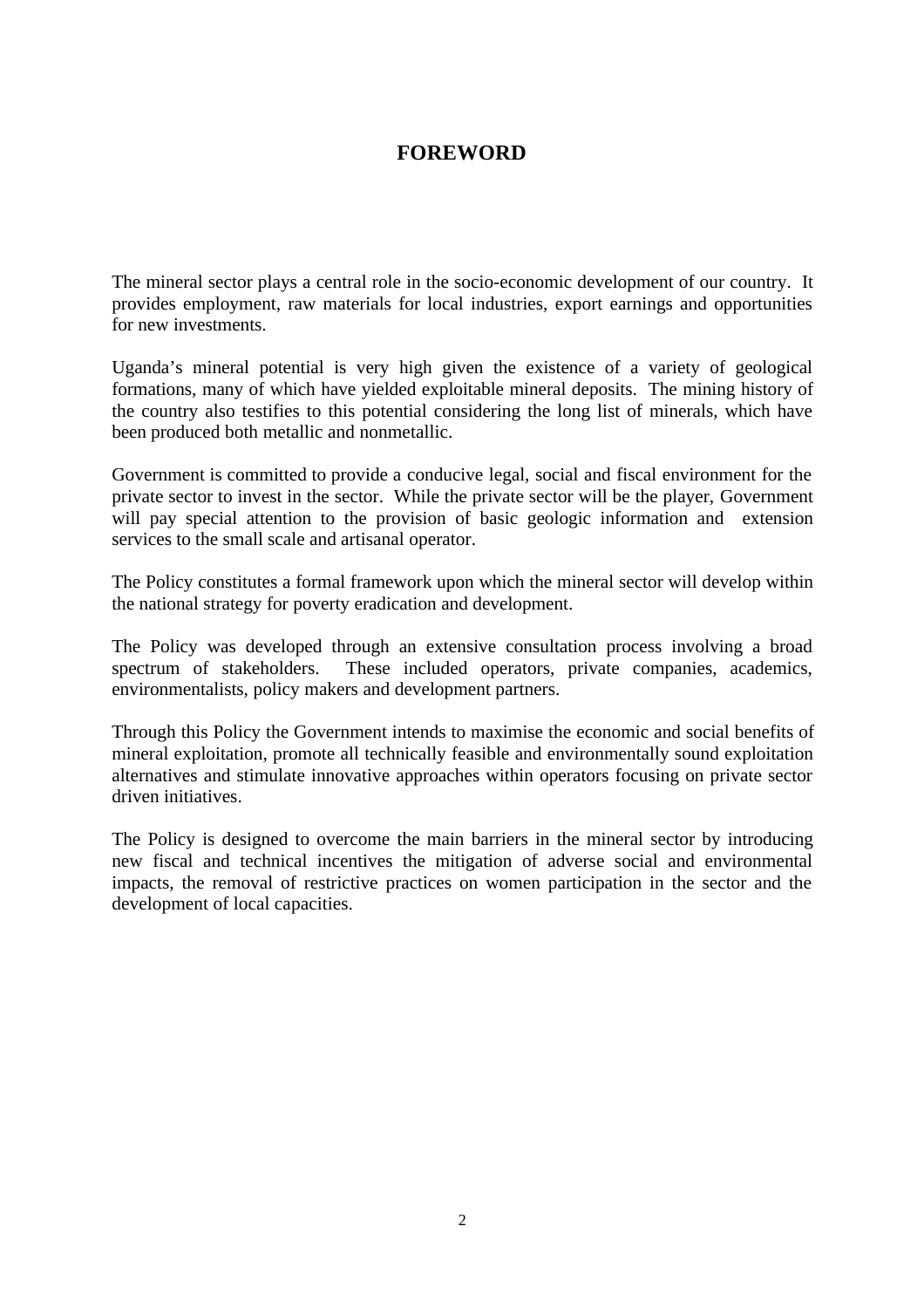# FOREWORD

The mineral sector plays a central role in the socio-economic development of our country. It provides employment, raw materials for local industries, export earnings and opportunities for new investments.

Uganda's mineral potential is very high given the existence of a variety of geological formations, many of which have yielded exploitable mineral deposits. The mining history of the country also testifies to this potential considering the long list of minerals, which have been produced both metallic and nonmetallic.

Government is committed to provide a conducive legal, social and fiscal environment for the private sector to invest in the sector. While the private sector will be the player, Government will pay special attention to the provision of basic geologic information and extension services to the small scale and artisanal operator.

The Policy constitutes a formal framework upon which the mineral sector will develop within the national strategy for poverty eradication and development.

The Policy was developed through an extensive consultation process involving a broad spectrum of stakeholders. These included operators, private companies, academics, environmentalists, policy makers and development partners.

Through this Policy the Government intends to maximise the economic and social benefits of mineral exploitation, promote all technically feasible and environmentally sound exploitation alternatives and stimulate innovative approaches within operators focusing on private sector driven initiatives.

The Policy is designed to overcome the main barriers in the mineral sector by introducing new fiscal and technical incentives the mitigation of adverse social and environmental impacts, the removal of restrictive practices on women participation in the sector and the development of local capacities.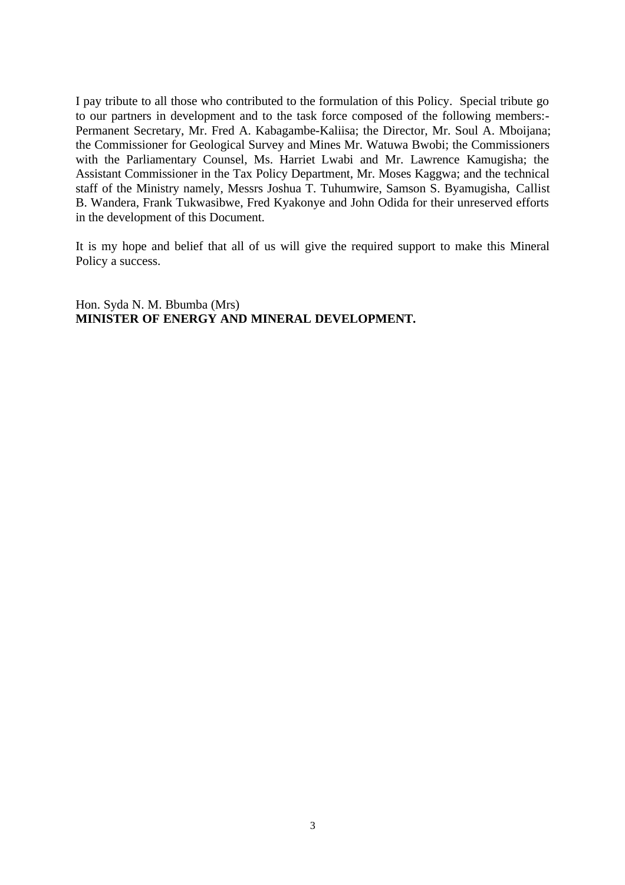I pay tribute to all those who contributed to the formulation of this Policy. Special tribute go to our partners in development and to the task force composed of the following members:- Permanent Secretary, Mr. Fred A. Kabagambe-Kaliisa; the Director, Mr. Soul A. Mboijana; the Commissioner for Geological Survey and Mines Mr. Watuwa Bwobi; the Commissioners with the Parliamentary Counsel, Ms. Harriet Lwabi and Mr. Lawrence Kamugisha; the Assistant Commissioner in the Tax Policy Department, Mr. Moses Kaggwa; and the technical staff of the Ministry namely, Messrs Joshua T. Tuhumwire, Samson S. Byamugisha, Callist B. Wandera, Frank Tukwasibwe, Fred Kyakonye and John Odida for their unreserved efforts in the development of this Document.

It is my hope and belief that all of us will give the required support to make this Mineral Policy a success.

Hon. Syda N. M. Bbumba (Mrs)
**MINISTER OF ENERGY AND MINERAL DEVELOPMENT.**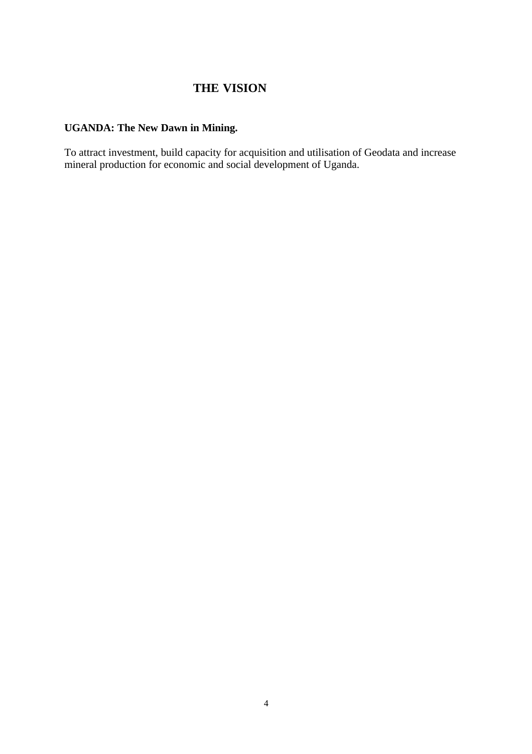# THE VISION

**UGANDA: The New Dawn in Mining.**

To attract investment, build capacity for acquisition and utilisation of Geodata and increase mineral production for economic and social development of Uganda.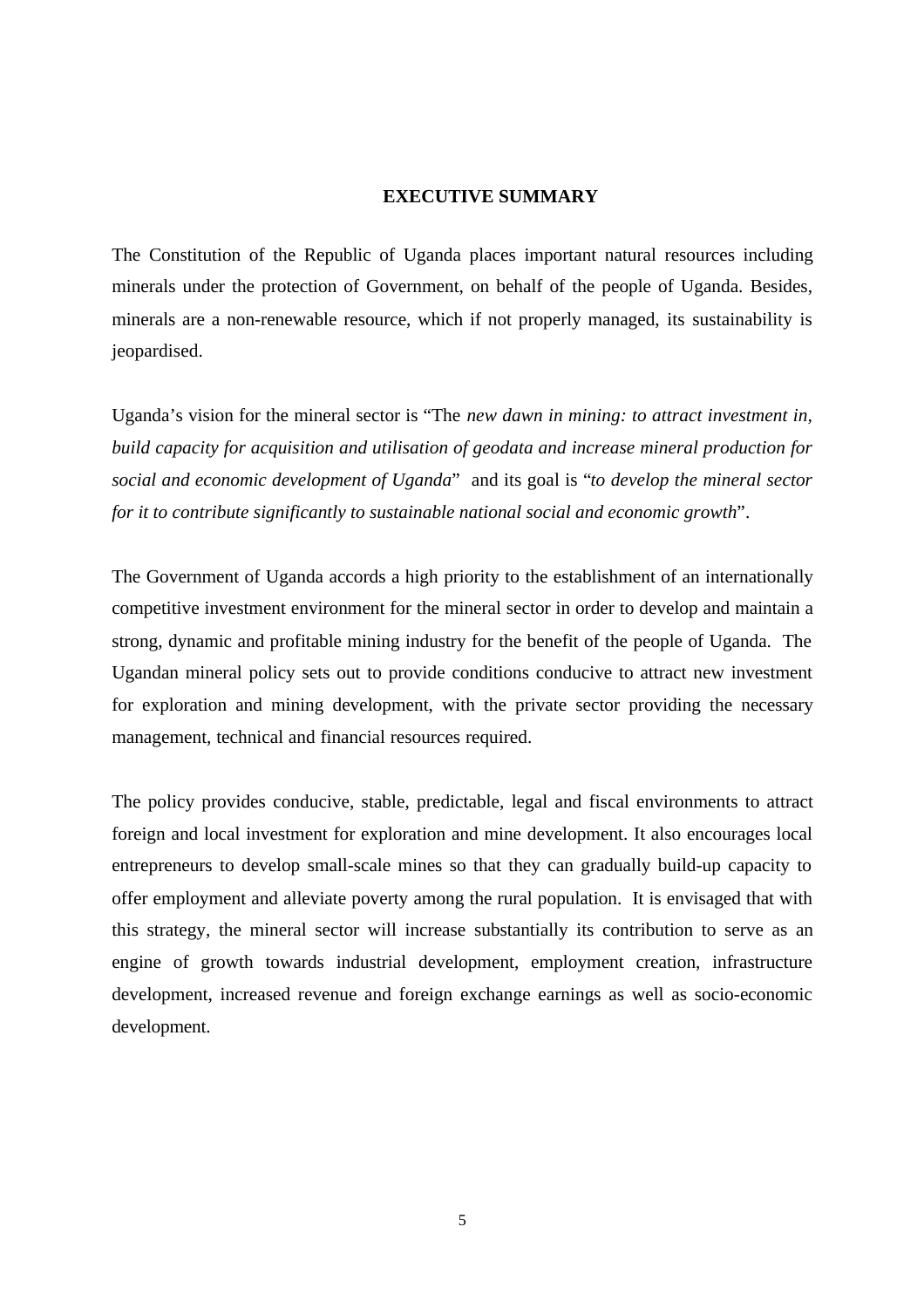# EXECUTIVE SUMMARY

The Constitution of the Republic of Uganda places important natural resources including minerals under the protection of Government, on behalf of the people of Uganda. Besides, minerals are a non-renewable resource, which if not properly managed, its sustainability is jeopardised.

Uganda's vision for the mineral sector is "The *new dawn in mining: to attract investment in, build capacity for acquisition and utilisation of geodata and increase mineral production for social and economic development of Uganda*" and its goal is "*to develop the mineral sector for it to contribute significantly to sustainable national social and economic growth*".

The Government of Uganda accords a high priority to the establishment of an internationally competitive investment environment for the mineral sector in order to develop and maintain a strong, dynamic and profitable mining industry for the benefit of the people of Uganda. The Ugandan mineral policy sets out to provide conditions conducive to attract new investment for exploration and mining development, with the private sector providing the necessary management, technical and financial resources required.

The policy provides conducive, stable, predictable, legal and fiscal environments to attract foreign and local investment for exploration and mine development. It also encourages local entrepreneurs to develop small-scale mines so that they can gradually build-up capacity to offer employment and alleviate poverty among the rural population. It is envisaged that with this strategy, the mineral sector will increase substantially its contribution to serve as an engine of growth towards industrial development, employment creation, infrastructure development, increased revenue and foreign exchange earnings as well as socio-economic development.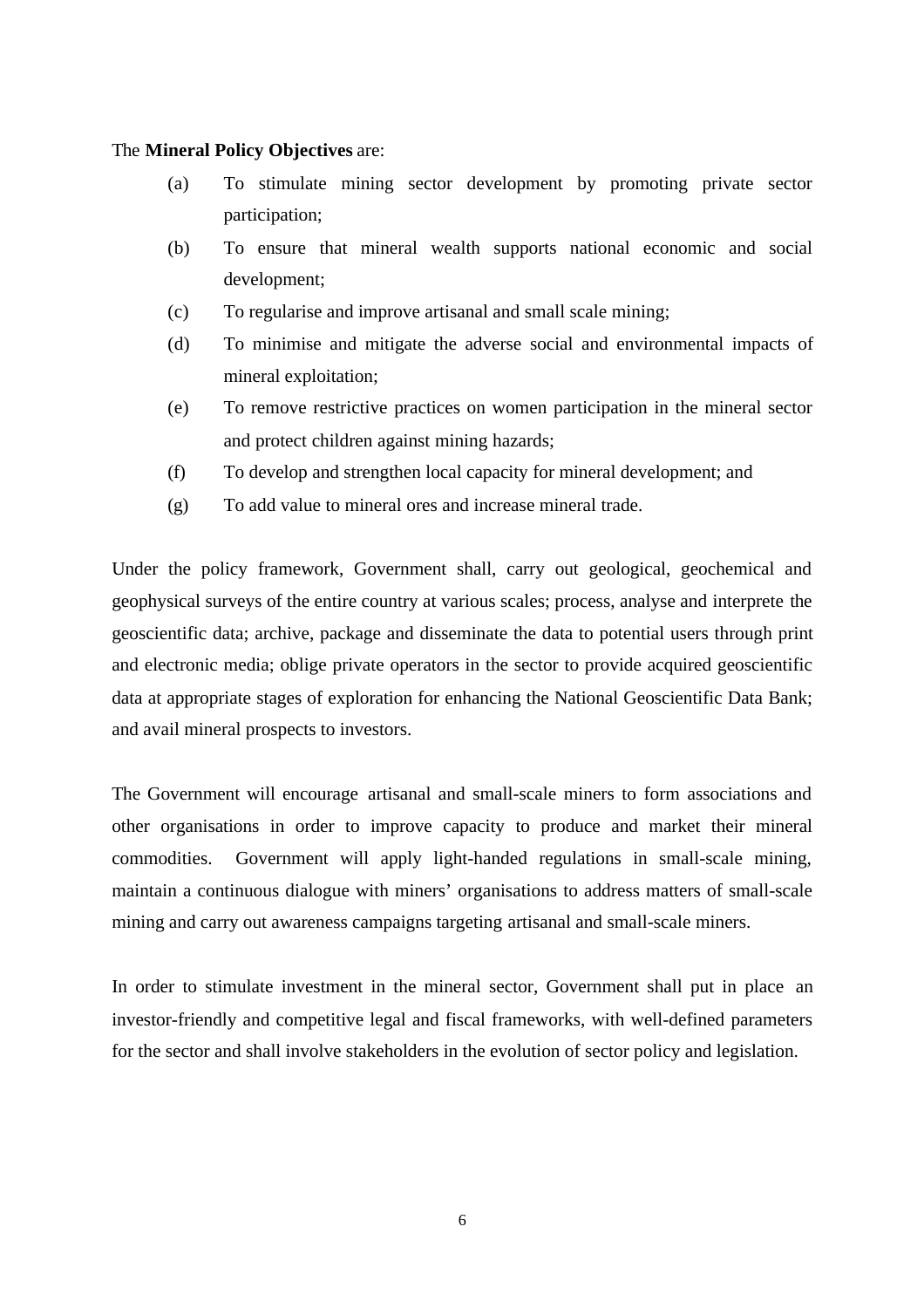The **Mineral Policy Objectives** are:

(a) To stimulate mining sector development by promoting private sector participation;

(b) To ensure that mineral wealth supports national economic and social development;

(c) To regularise and improve artisanal and small scale mining;

(d) To minimise and mitigate the adverse social and environmental impacts of mineral exploitation;

(e) To remove restrictive practices on women participation in the mineral sector and protect children against mining hazards;

(f) To develop and strengthen local capacity for mineral development; and

(g) To add value to mineral ores and increase mineral trade.

Under the policy framework, Government shall, carry out geological, geochemical and geophysical surveys of the entire country at various scales; process, analyse and interprete the geoscientific data; archive, package and disseminate the data to potential users through print and electronic media; oblige private operators in the sector to provide acquired geoscientific data at appropriate stages of exploration for enhancing the National Geoscientific Data Bank; and avail mineral prospects to investors.

The Government will encourage artisanal and small-scale miners to form associations and other organisations in order to improve capacity to produce and market their mineral commodities. Government will apply light-handed regulations in small-scale mining, maintain a continuous dialogue with miners' organisations to address matters of small-scale mining and carry out awareness campaigns targeting artisanal and small-scale miners.

In order to stimulate investment in the mineral sector, Government shall put in place an investor-friendly and competitive legal and fiscal frameworks, with well-defined parameters for the sector and shall involve stakeholders in the evolution of sector policy and legislation.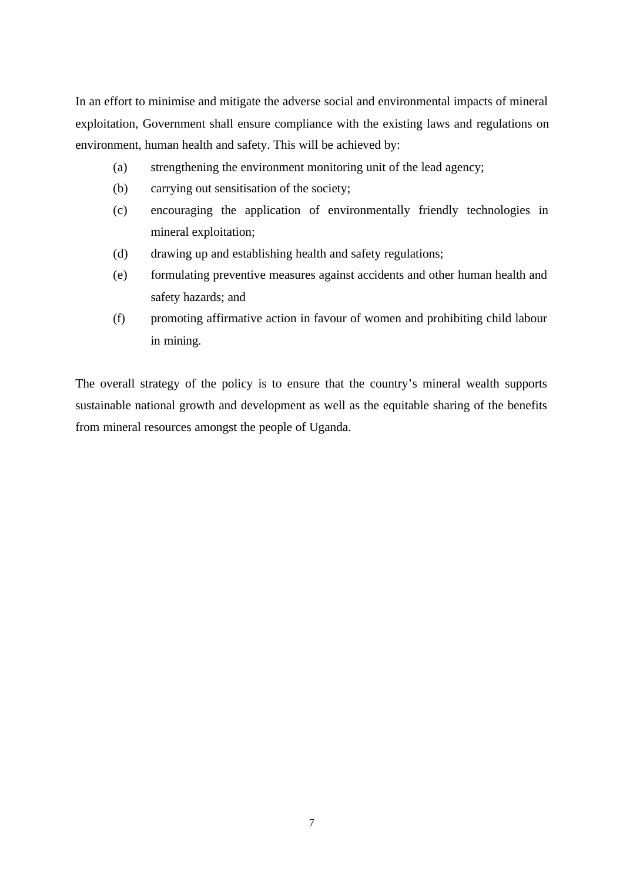In an effort to minimise and mitigate the adverse social and environmental impacts of mineral exploitation, Government shall ensure compliance with the existing laws and regulations on environment, human health and safety. This will be achieved by:

(a) strengthening the environment monitoring unit of the lead agency;

(b) carrying out sensitisation of the society;

(c) encouraging the application of environmentally friendly technologies in mineral exploitation;

(d) drawing up and establishing health and safety regulations;

(e) formulating preventive measures against accidents and other human health and safety hazards; and

(f) promoting affirmative action in favour of women and prohibiting child labour in mining.

The overall strategy of the policy is to ensure that the country's mineral wealth supports sustainable national growth and development as well as the equitable sharing of the benefits from mineral resources amongst the people of Uganda.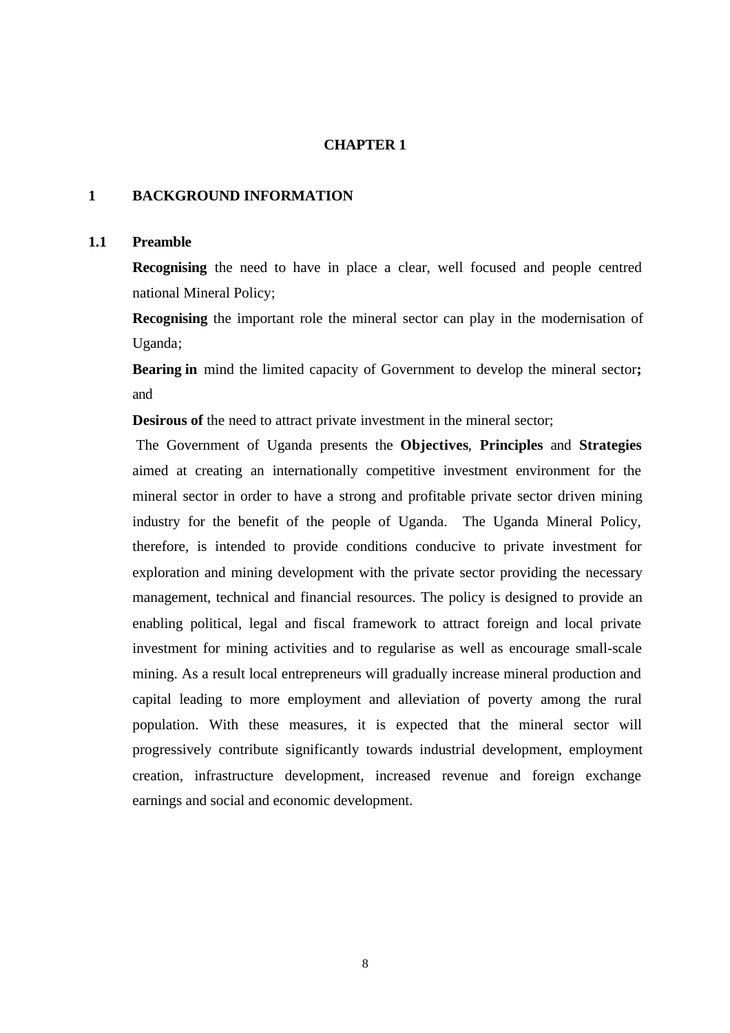# CHAPTER 1

## 1 BACKGROUND INFORMATION

### 1.1 Preamble

**Recognising** the need to have in place a clear, well focused and people centred national Mineral Policy;

**Recognising** the important role the mineral sector can play in the modernisation of Uganda;

**Bearing in** mind the limited capacity of Government to develop the mineral sector**;** and

**Desirous of** the need to attract private investment in the mineral sector;

The Government of Uganda presents the **Objectives**, **Principles** and **Strategies** aimed at creating an internationally competitive investment environment for the mineral sector in order to have a strong and profitable private sector driven mining industry for the benefit of the people of Uganda. The Uganda Mineral Policy, therefore, is intended to provide conditions conducive to private investment for exploration and mining development with the private sector providing the necessary management, technical and financial resources. The policy is designed to provide an enabling political, legal and fiscal framework to attract foreign and local private investment for mining activities and to regularise as well as encourage small-scale mining. As a result local entrepreneurs will gradually increase mineral production and capital leading to more employment and alleviation of poverty among the rural population. With these measures, it is expected that the mineral sector will progressively contribute significantly towards industrial development, employment creation, infrastructure development, increased revenue and foreign exchange earnings and social and economic development.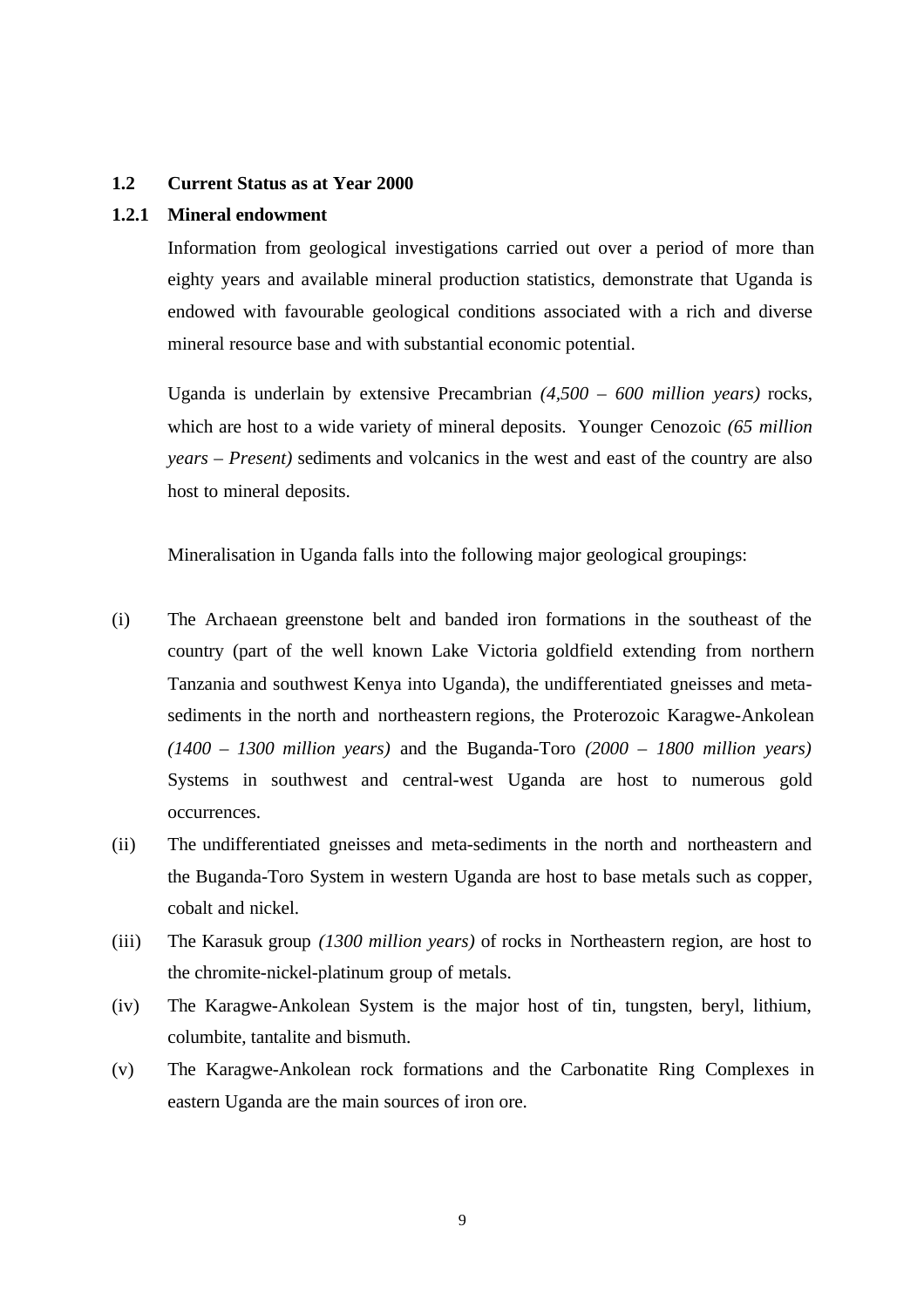## 1.2 Current Status as at Year 2000

### 1.2.1 Mineral endowment

Information from geological investigations carried out over a period of more than eighty years and available mineral production statistics, demonstrate that Uganda is endowed with favourable geological conditions associated with a rich and diverse mineral resource base and with substantial economic potential.

Uganda is underlain by extensive Precambrian *(4,500 – 600 million years)* rocks, which are host to a wide variety of mineral deposits. Younger Cenozoic *(65 million years – Present)* sediments and volcanics in the west and east of the country are also host to mineral deposits.

Mineralisation in Uganda falls into the following major geological groupings:

(i) The Archaean greenstone belt and banded iron formations in the southeast of the country (part of the well known Lake Victoria goldfield extending from northern Tanzania and southwest Kenya into Uganda), the undifferentiated gneisses and meta-sediments in the north and northeastern regions, the Proterozoic Karagwe-Ankolean *(1400 – 1300 million years)* and the Buganda-Toro *(2000 – 1800 million years)* Systems in southwest and central-west Uganda are host to numerous gold occurrences.

(ii) The undifferentiated gneisses and meta-sediments in the north and northeastern and the Buganda-Toro System in western Uganda are host to base metals such as copper, cobalt and nickel.

(iii) The Karasuk group *(1300 million years)* of rocks in Northeastern region, are host to the chromite-nickel-platinum group of metals.

(iv) The Karagwe-Ankolean System is the major host of tin, tungsten, beryl, lithium, columbite, tantalite and bismuth.

(v) The Karagwe-Ankolean rock formations and the Carbonatite Ring Complexes in eastern Uganda are the main sources of iron ore.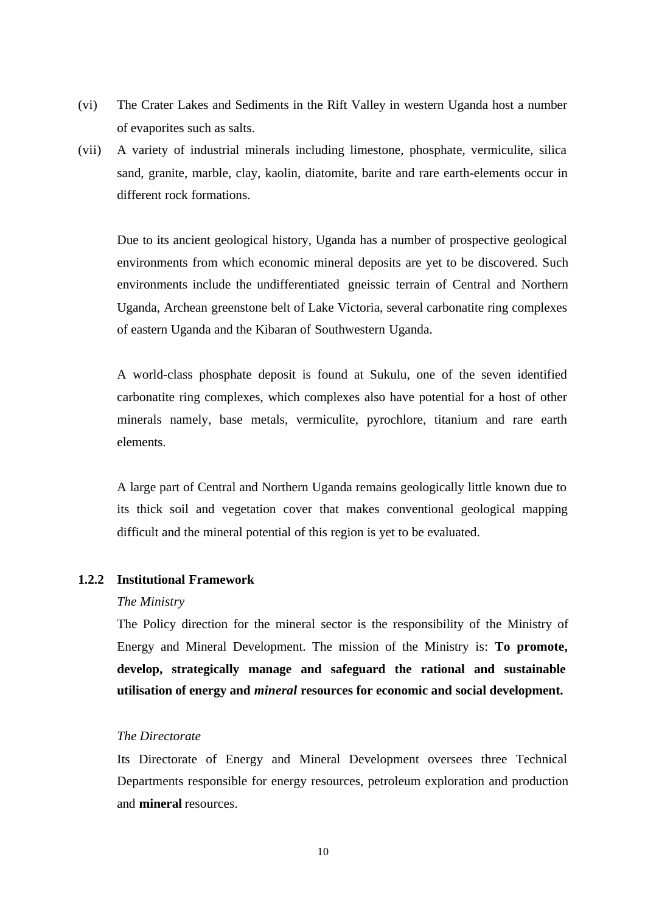(vi) The Crater Lakes and Sediments in the Rift Valley in western Uganda host a number of evaporites such as salts.

(vii) A variety of industrial minerals including limestone, phosphate, vermiculite, silica sand, granite, marble, clay, kaolin, diatomite, barite and rare earth-elements occur in different rock formations.

Due to its ancient geological history, Uganda has a number of prospective geological environments from which economic mineral deposits are yet to be discovered. Such environments include the undifferentiated gneissic terrain of Central and Northern Uganda, Archean greenstone belt of Lake Victoria, several carbonatite ring complexes of eastern Uganda and the Kibaran of Southwestern Uganda.

A world-class phosphate deposit is found at Sukulu, one of the seven identified carbonatite ring complexes, which complexes also have potential for a host of other minerals namely, base metals, vermiculite, pyrochlore, titanium and rare earth elements.

A large part of Central and Northern Uganda remains geologically little known due to its thick soil and vegetation cover that makes conventional geological mapping difficult and the mineral potential of this region is yet to be evaluated.

### 1.2.2 Institutional Framework

*The Ministry*

The Policy direction for the mineral sector is the responsibility of the Ministry of Energy and Mineral Development. The mission of the Ministry is: **To promote, develop, strategically manage and safeguard the rational and sustainable utilisation of energy and *mineral* resources for economic and social development.**

*The Directorate*

Its Directorate of Energy and Mineral Development oversees three Technical Departments responsible for energy resources, petroleum exploration and production and **mineral** resources.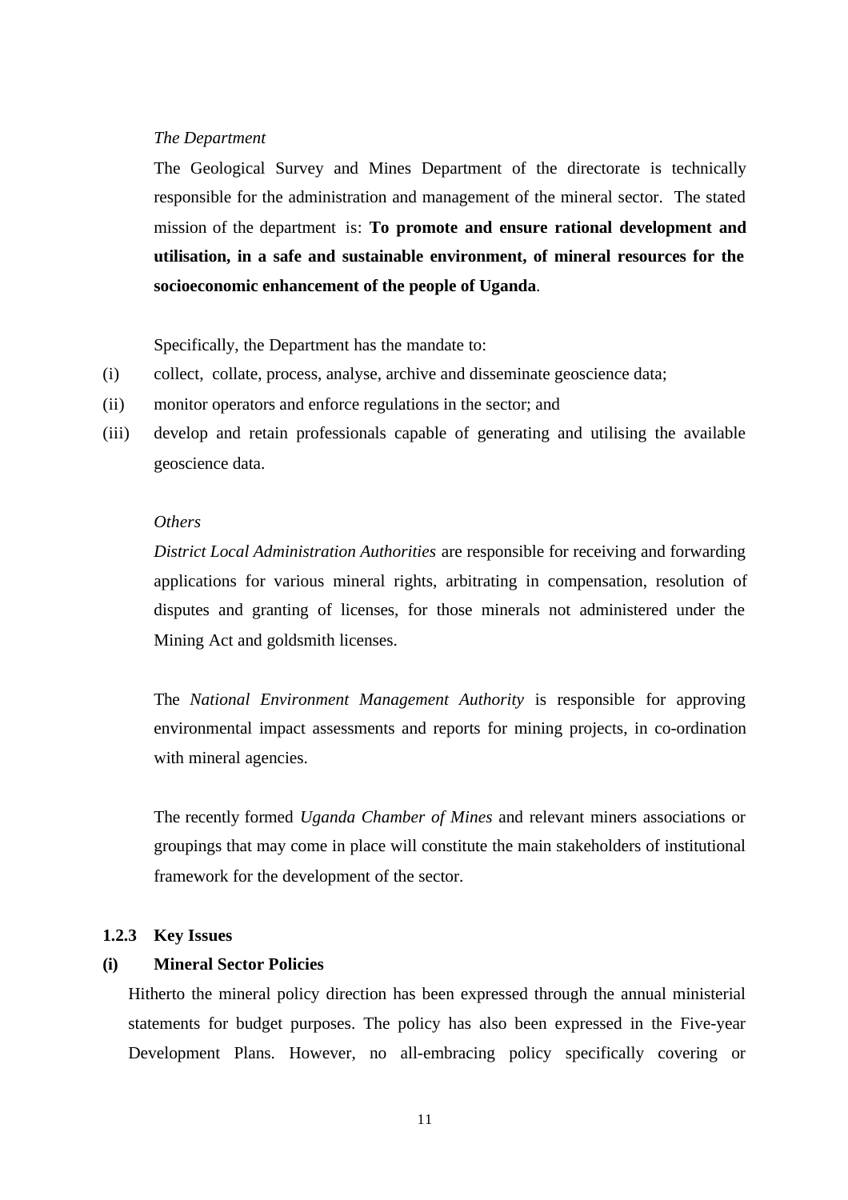*The Department*

The Geological Survey and Mines Department of the directorate is technically responsible for the administration and management of the mineral sector. The stated mission of the department is: **To promote and ensure rational development and utilisation, in a safe and sustainable environment, of mineral resources for the socioeconomic enhancement of the people of Uganda**.

Specifically, the Department has the mandate to:

(i) collect, collate, process, analyse, archive and disseminate geoscience data;

(ii) monitor operators and enforce regulations in the sector; and

(iii) develop and retain professionals capable of generating and utilising the available geoscience data.

*Others*

*District Local Administration Authorities* are responsible for receiving and forwarding applications for various mineral rights, arbitrating in compensation, resolution of disputes and granting of licenses, for those minerals not administered under the Mining Act and goldsmith licenses.

The *National Environment Management Authority* is responsible for approving environmental impact assessments and reports for mining projects, in co-ordination with mineral agencies.

The recently formed *Uganda Chamber of Mines* and relevant miners associations or groupings that may come in place will constitute the main stakeholders of institutional framework for the development of the sector.

### 1.2.3 Key Issues

#### (i) Mineral Sector Policies

Hitherto the mineral policy direction has been expressed through the annual ministerial statements for budget purposes. The policy has also been expressed in the Five-year Development Plans. However, no all-embracing policy specifically covering or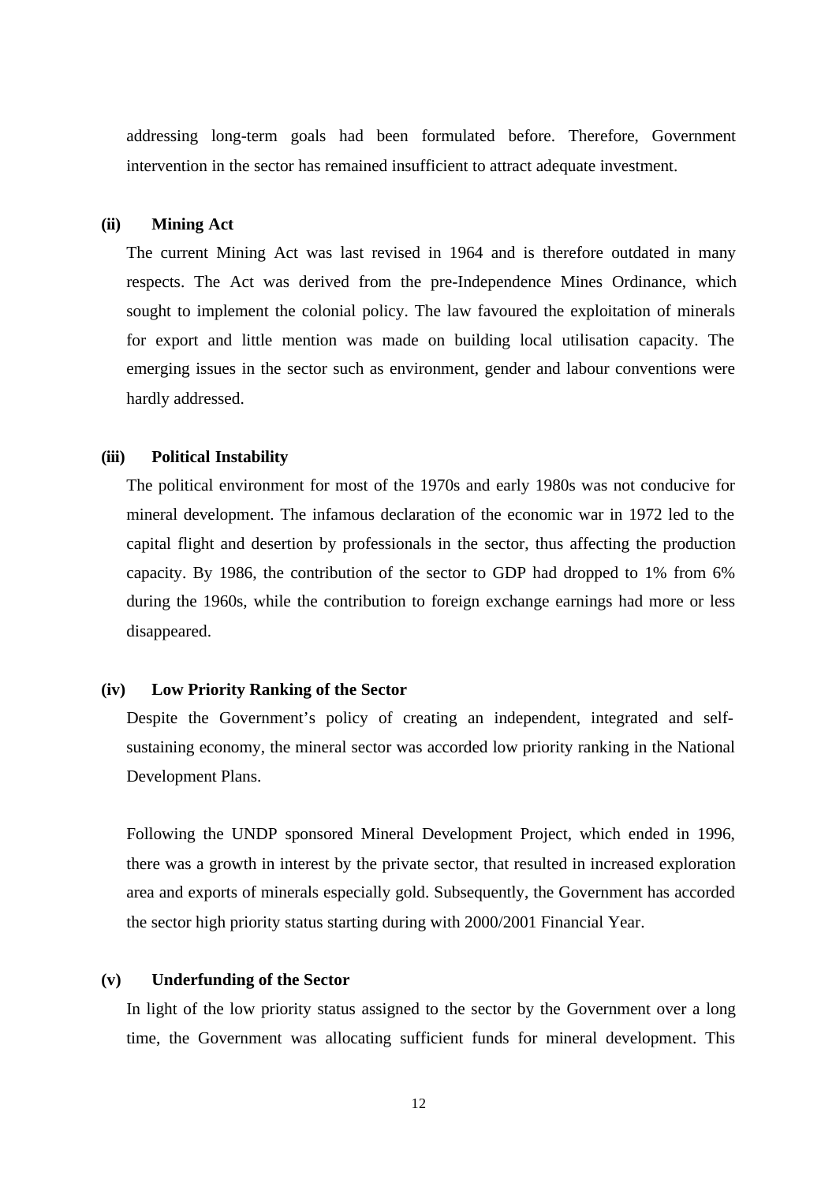addressing long-term goals had been formulated before. Therefore, Government intervention in the sector has remained insufficient to attract adequate investment.

**(ii) Mining Act**

The current Mining Act was last revised in 1964 and is therefore outdated in many respects. The Act was derived from the pre-Independence Mines Ordinance, which sought to implement the colonial policy. The law favoured the exploitation of minerals for export and little mention was made on building local utilisation capacity. The emerging issues in the sector such as environment, gender and labour conventions were hardly addressed.

**(iii) Political Instability**

The political environment for most of the 1970s and early 1980s was not conducive for mineral development. The infamous declaration of the economic war in 1972 led to the capital flight and desertion by professionals in the sector, thus affecting the production capacity. By 1986, the contribution of the sector to GDP had dropped to 1% from 6% during the 1960s, while the contribution to foreign exchange earnings had more or less disappeared.

**(iv) Low Priority Ranking of the Sector**

Despite the Government's policy of creating an independent, integrated and self-sustaining economy, the mineral sector was accorded low priority ranking in the National Development Plans.

Following the UNDP sponsored Mineral Development Project, which ended in 1996, there was a growth in interest by the private sector, that resulted in increased exploration area and exports of minerals especially gold. Subsequently, the Government has accorded the sector high priority status starting during with 2000/2001 Financial Year.

**(v) Underfunding of the Sector**

In light of the low priority status assigned to the sector by the Government over a long time, the Government was allocating sufficient funds for mineral development. This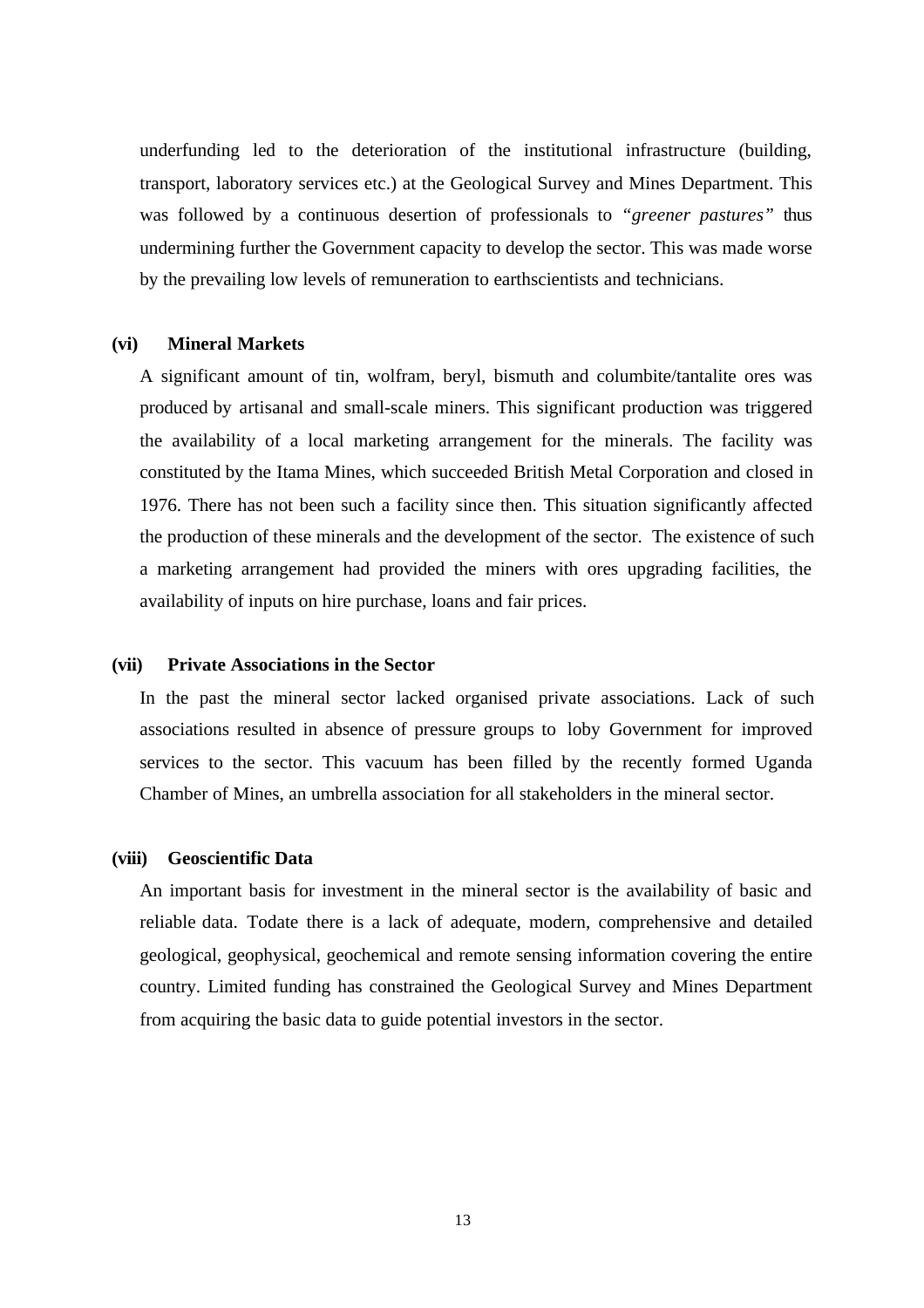underfunding led to the deterioration of the institutional infrastructure (building, transport, laboratory services etc.) at the Geological Survey and Mines Department. This was followed by a continuous desertion of professionals to *"greener pastures"* thus undermining further the Government capacity to develop the sector. This was made worse by the prevailing low levels of remuneration to earthscientists and technicians.

**(vi) Mineral Markets**

A significant amount of tin, wolfram, beryl, bismuth and columbite/tantalite ores was produced by artisanal and small-scale miners. This significant production was triggered the availability of a local marketing arrangement for the minerals. The facility was constituted by the Itama Mines, which succeeded British Metal Corporation and closed in 1976. There has not been such a facility since then. This situation significantly affected the production of these minerals and the development of the sector. The existence of such a marketing arrangement had provided the miners with ores upgrading facilities, the availability of inputs on hire purchase, loans and fair prices.

**(vii) Private Associations in the Sector**

In the past the mineral sector lacked organised private associations. Lack of such associations resulted in absence of pressure groups to loby Government for improved services to the sector. This vacuum has been filled by the recently formed Uganda Chamber of Mines, an umbrella association for all stakeholders in the mineral sector.

**(viii) Geoscientific Data**

An important basis for investment in the mineral sector is the availability of basic and reliable data. Todate there is a lack of adequate, modern, comprehensive and detailed geological, geophysical, geochemical and remote sensing information covering the entire country. Limited funding has constrained the Geological Survey and Mines Department from acquiring the basic data to guide potential investors in the sector.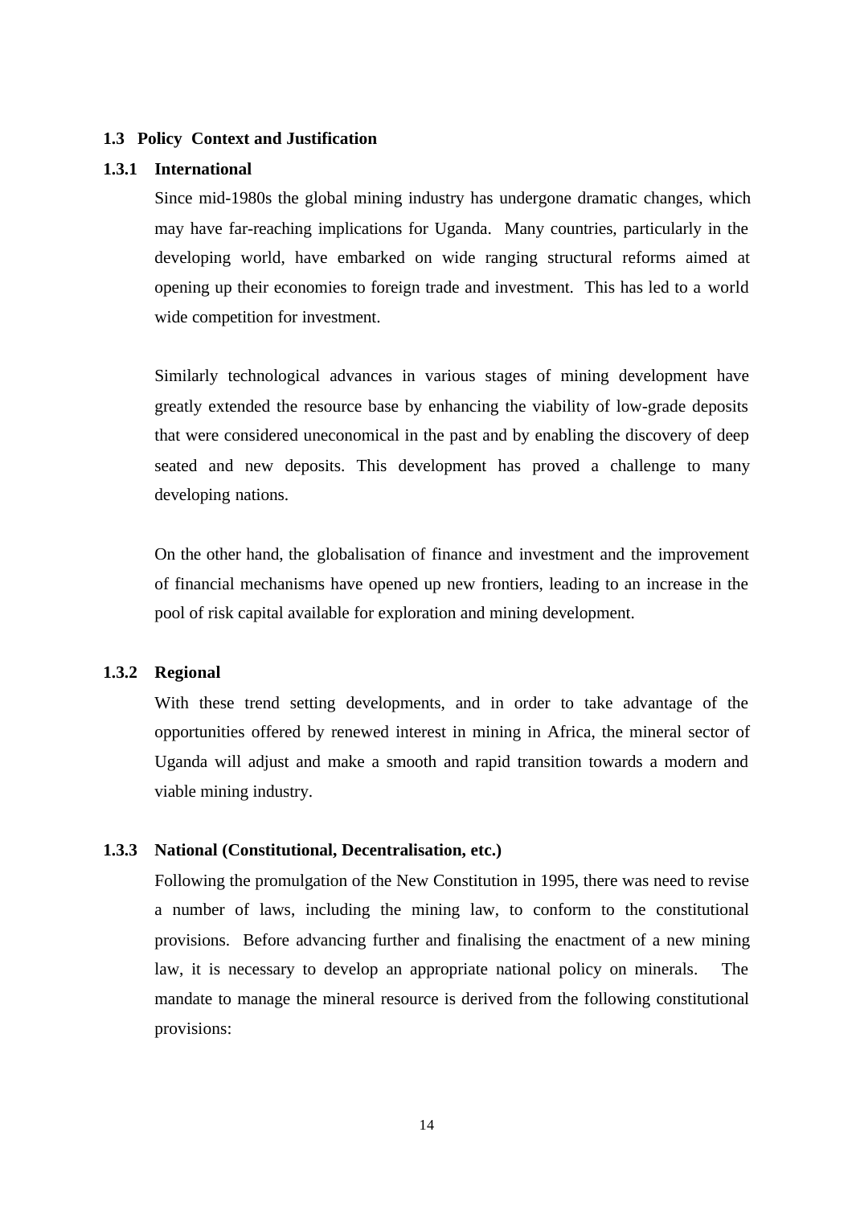## 1.3 Policy Context and Justification

### 1.3.1 International

Since mid-1980s the global mining industry has undergone dramatic changes, which may have far-reaching implications for Uganda. Many countries, particularly in the developing world, have embarked on wide ranging structural reforms aimed at opening up their economies to foreign trade and investment. This has led to a world wide competition for investment.

Similarly technological advances in various stages of mining development have greatly extended the resource base by enhancing the viability of low-grade deposits that were considered uneconomical in the past and by enabling the discovery of deep seated and new deposits. This development has proved a challenge to many developing nations.

On the other hand, the globalisation of finance and investment and the improvement of financial mechanisms have opened up new frontiers, leading to an increase in the pool of risk capital available for exploration and mining development.

### 1.3.2 Regional

With these trend setting developments, and in order to take advantage of the opportunities offered by renewed interest in mining in Africa, the mineral sector of Uganda will adjust and make a smooth and rapid transition towards a modern and viable mining industry.

### 1.3.3 National (Constitutional, Decentralisation, etc.)

Following the promulgation of the New Constitution in 1995, there was need to revise a number of laws, including the mining law, to conform to the constitutional provisions. Before advancing further and finalising the enactment of a new mining law, it is necessary to develop an appropriate national policy on minerals. The mandate to manage the mineral resource is derived from the following constitutional provisions: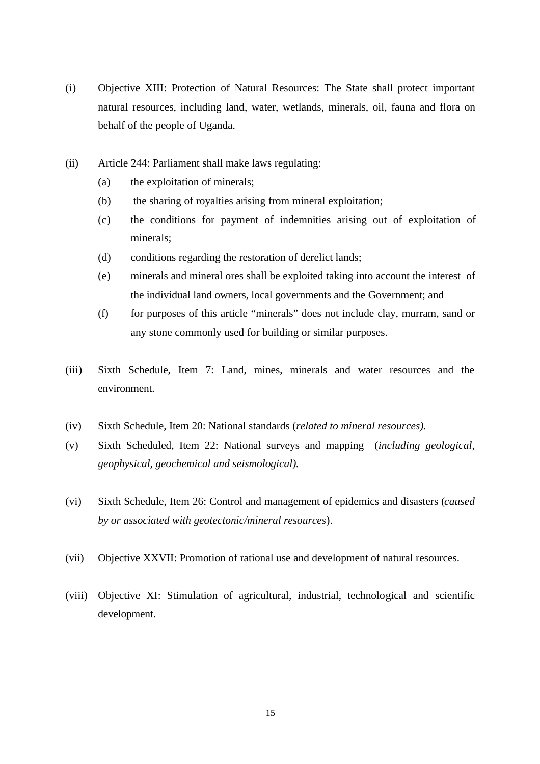(i) Objective XIII: Protection of Natural Resources: The State shall protect important natural resources, including land, water, wetlands, minerals, oil, fauna and flora on behalf of the people of Uganda.

(ii) Article 244: Parliament shall make laws regulating:

  (a) the exploitation of minerals;

  (b) the sharing of royalties arising from mineral exploitation;

  (c) the conditions for payment of indemnities arising out of exploitation of minerals;

  (d) conditions regarding the restoration of derelict lands;

  (e) minerals and mineral ores shall be exploited taking into account the interest of the individual land owners, local governments and the Government; and

  (f) for purposes of this article "minerals" does not include clay, murram, sand or any stone commonly used for building or similar purposes.

(iii) Sixth Schedule, Item 7: Land, mines, minerals and water resources and the environment.

(iv) Sixth Schedule, Item 20: National standards (*related to mineral resources).*

(v) Sixth Scheduled, Item 22: National surveys and mapping (*including geological, geophysical, geochemical and seismological).*

(vi) Sixth Schedule, Item 26: Control and management of epidemics and disasters (*caused by or associated with geotectonic/mineral resources*).

(vii) Objective XXVII: Promotion of rational use and development of natural resources.

(viii) Objective XI: Stimulation of agricultural, industrial, technological and scientific development.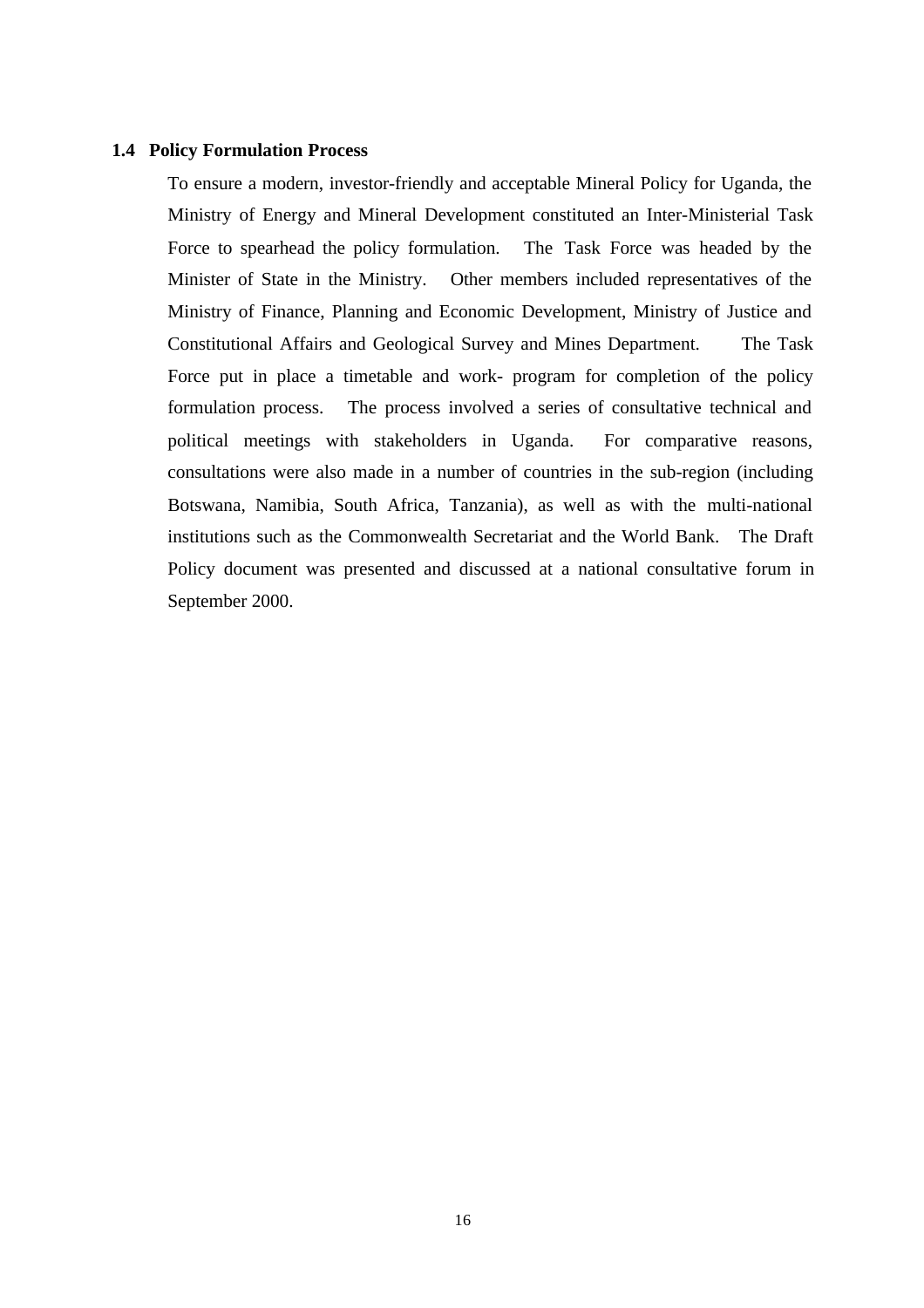### 1.4 Policy Formulation Process

To ensure a modern, investor-friendly and acceptable Mineral Policy for Uganda, the Ministry of Energy and Mineral Development constituted an Inter-Ministerial Task Force to spearhead the policy formulation. The Task Force was headed by the Minister of State in the Ministry. Other members included representatives of the Ministry of Finance, Planning and Economic Development, Ministry of Justice and Constitutional Affairs and Geological Survey and Mines Department. The Task Force put in place a timetable and work- program for completion of the policy formulation process. The process involved a series of consultative technical and political meetings with stakeholders in Uganda. For comparative reasons, consultations were also made in a number of countries in the sub-region (including Botswana, Namibia, South Africa, Tanzania), as well as with the multi-national institutions such as the Commonwealth Secretariat and the World Bank. The Draft Policy document was presented and discussed at a national consultative forum in September 2000.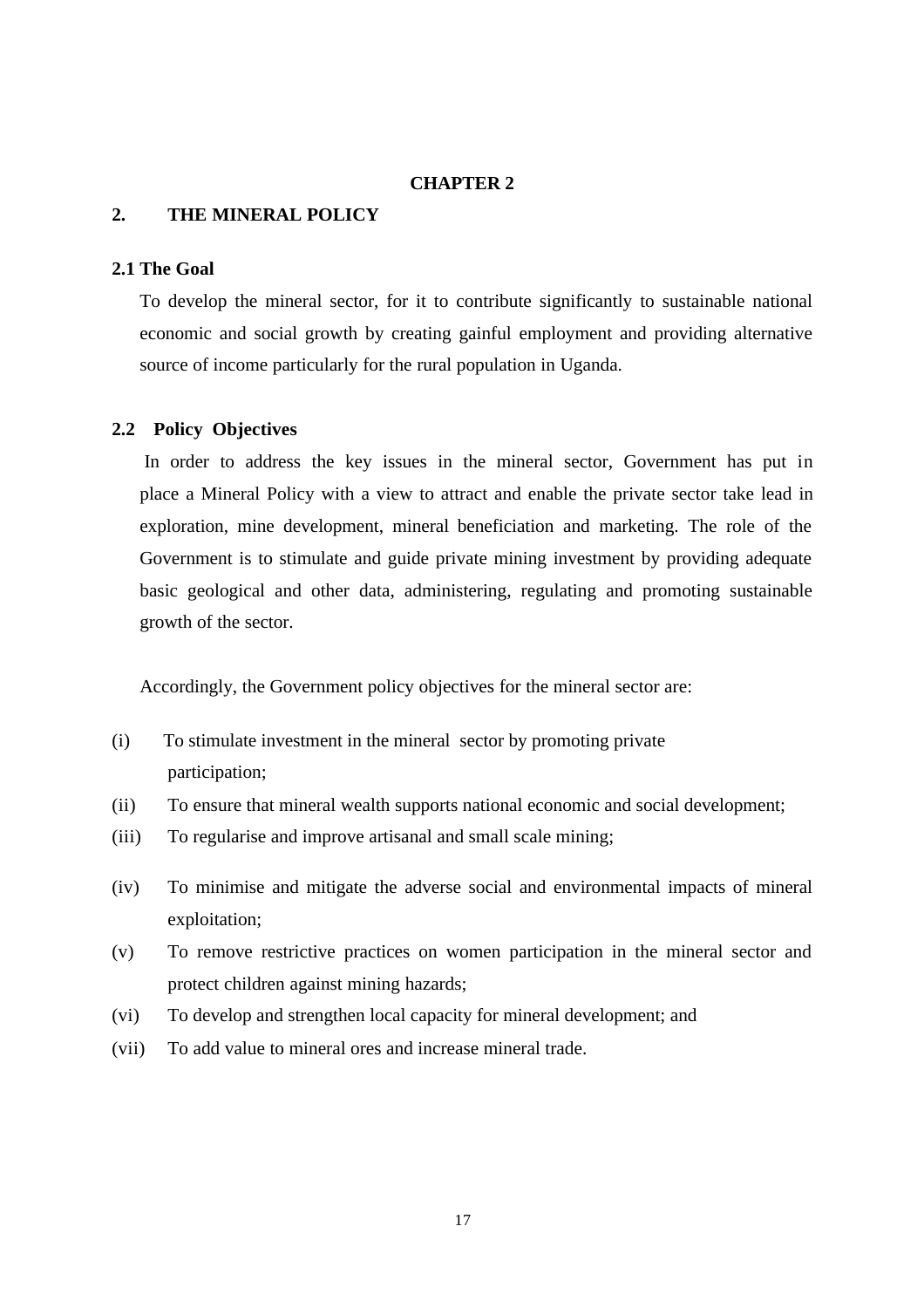# CHAPTER 2

## 2. THE MINERAL POLICY

### 2.1 The Goal

To develop the mineral sector, for it to contribute significantly to sustainable national economic and social growth by creating gainful employment and providing alternative source of income particularly for the rural population in Uganda.

### 2.2 Policy Objectives

In order to address the key issues in the mineral sector, Government has put in place a Mineral Policy with a view to attract and enable the private sector take lead in exploration, mine development, mineral beneficiation and marketing. The role of the Government is to stimulate and guide private mining investment by providing adequate basic geological and other data, administering, regulating and promoting sustainable growth of the sector.

Accordingly, the Government policy objectives for the mineral sector are:

(i) To stimulate investment in the mineral sector by promoting private participation;

(ii) To ensure that mineral wealth supports national economic and social development;

(iii) To regularise and improve artisanal and small scale mining;

(iv) To minimise and mitigate the adverse social and environmental impacts of mineral exploitation;

(v) To remove restrictive practices on women participation in the mineral sector and protect children against mining hazards;

(vi) To develop and strengthen local capacity for mineral development; and

(vii) To add value to mineral ores and increase mineral trade.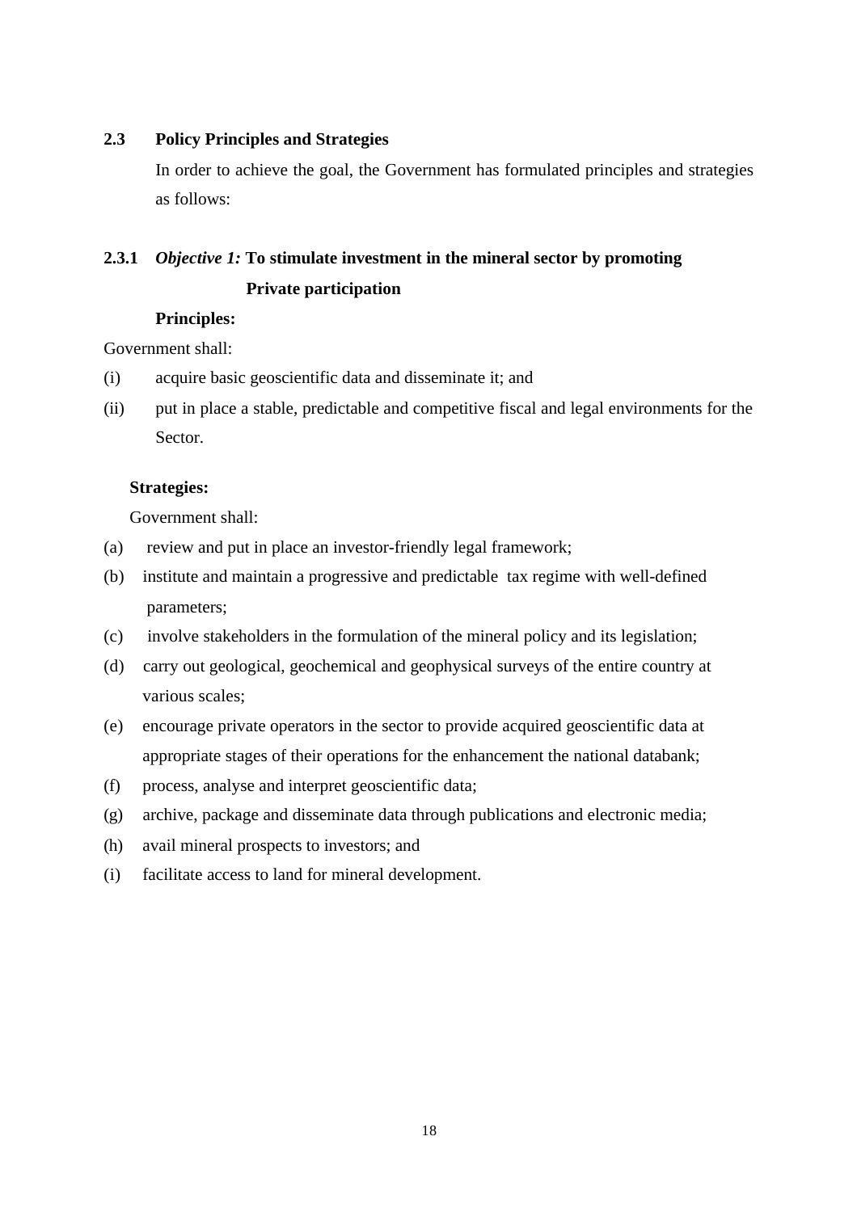## 2.3 Policy Principles and Strategies

In order to achieve the goal, the Government has formulated principles and strategies as follows:

### 2.3.1 *Objective 1:* To stimulate investment in the mineral sector by promoting Private participation

**Principles:**

Government shall:

(i) acquire basic geoscientific data and disseminate it; and

(ii) put in place a stable, predictable and competitive fiscal and legal environments for the Sector.

**Strategies:**

Government shall:

(a) review and put in place an investor-friendly legal framework;

(b) institute and maintain a progressive and predictable tax regime with well-defined parameters;

(c) involve stakeholders in the formulation of the mineral policy and its legislation;

(d) carry out geological, geochemical and geophysical surveys of the entire country at various scales;

(e) encourage private operators in the sector to provide acquired geoscientific data at appropriate stages of their operations for the enhancement the national databank;

(f) process, analyse and interpret geoscientific data;

(g) archive, package and disseminate data through publications and electronic media;

(h) avail mineral prospects to investors; and

(i) facilitate access to land for mineral development.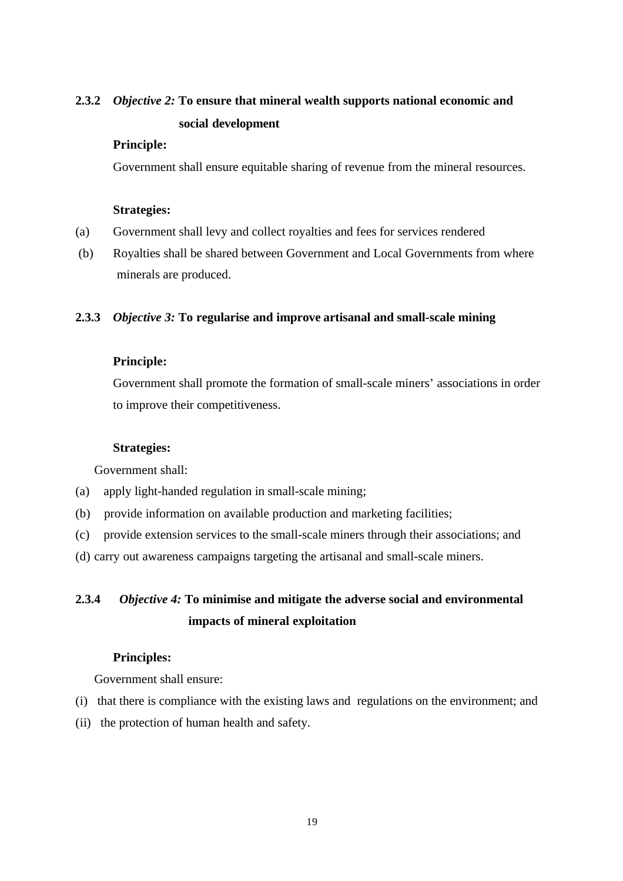### 2.3.2 *Objective 2:* To ensure that mineral wealth supports national economic and social development

**Principle:**

Government shall ensure equitable sharing of revenue from the mineral resources.

**Strategies:**

(a) Government shall levy and collect royalties and fees for services rendered

(b) Royalties shall be shared between Government and Local Governments from where minerals are produced.

### 2.3.3 *Objective 3:* To regularise and improve artisanal and small-scale mining

**Principle:**

Government shall promote the formation of small-scale miners' associations in order to improve their competitiveness.

**Strategies:**

Government shall:

(a) apply light-handed regulation in small-scale mining;

(b) provide information on available production and marketing facilities;

(c) provide extension services to the small-scale miners through their associations; and

(d) carry out awareness campaigns targeting the artisanal and small-scale miners.

### 2.3.4 *Objective 4:* To minimise and mitigate the adverse social and environmental impacts of mineral exploitation

**Principles:**

Government shall ensure:

(i) that there is compliance with the existing laws and regulations on the environment; and

(ii) the protection of human health and safety.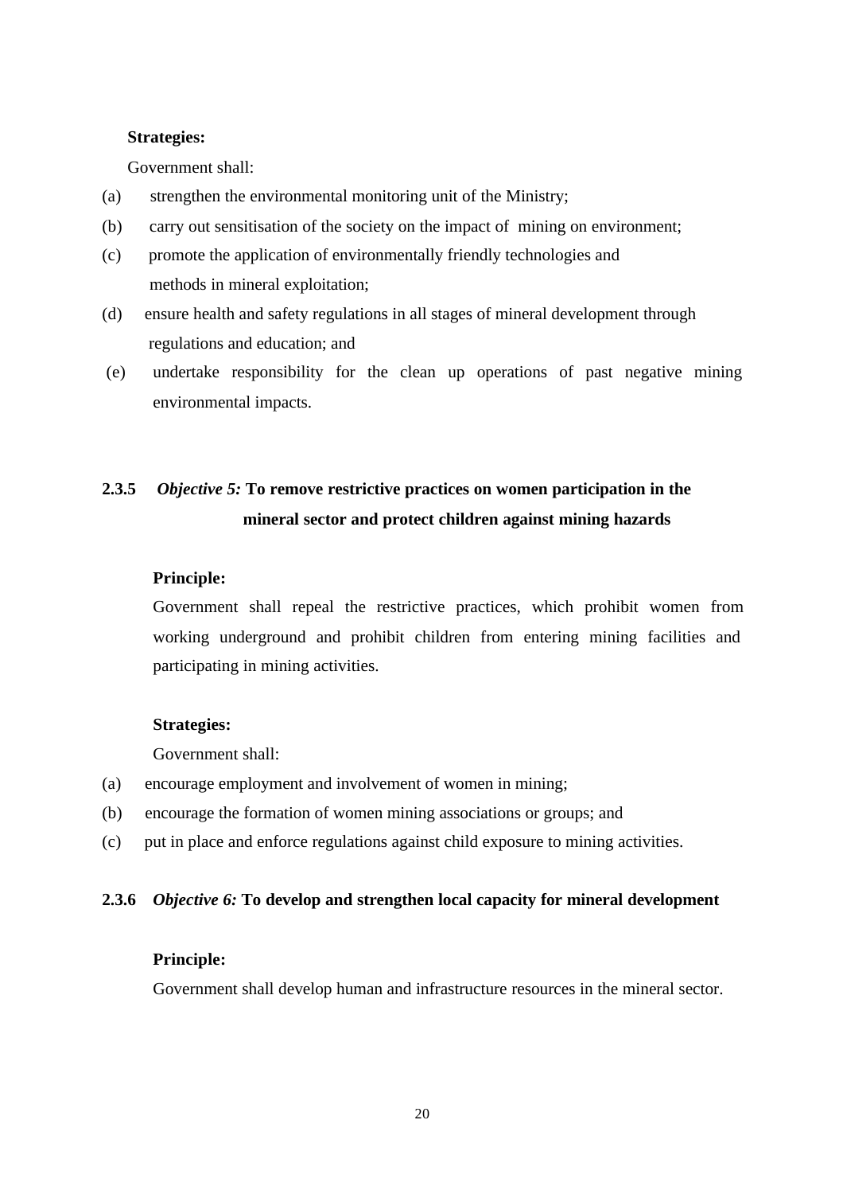**Strategies:**

Government shall:

(a) strengthen the environmental monitoring unit of the Ministry;

(b) carry out sensitisation of the society on the impact of mining on environment;

(c) promote the application of environmentally friendly technologies and methods in mineral exploitation;

(d) ensure health and safety regulations in all stages of mineral development through regulations and education; and

(e) undertake responsibility for the clean up operations of past negative mining environmental impacts.

### 2.3.5 *Objective 5:* To remove restrictive practices on women participation in the mineral sector and protect children against mining hazards

**Principle:**

Government shall repeal the restrictive practices, which prohibit women from working underground and prohibit children from entering mining facilities and participating in mining activities.

**Strategies:**

Government shall:

(a) encourage employment and involvement of women in mining;

(b) encourage the formation of women mining associations or groups; and

(c) put in place and enforce regulations against child exposure to mining activities.

### 2.3.6 *Objective 6:* To develop and strengthen local capacity for mineral development

**Principle:**

Government shall develop human and infrastructure resources in the mineral sector.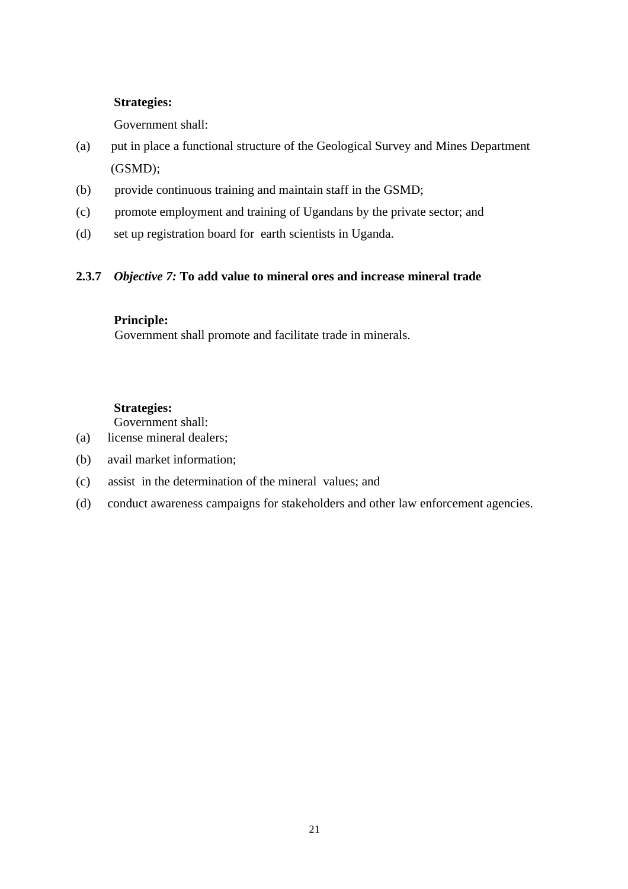**Strategies:**

Government shall:

(a) put in place a functional structure of the Geological Survey and Mines Department (GSMD);

(b) provide continuous training and maintain staff in the GSMD;

(c) promote employment and training of Ugandans by the private sector; and

(d) set up registration board for earth scientists in Uganda.

### 2.3.7 *Objective 7:* To add value to mineral ores and increase mineral trade

**Principle:**

Government shall promote and facilitate trade in minerals.

**Strategies:**

Government shall:

(a) license mineral dealers;

(b) avail market information;

(c) assist in the determination of the mineral values; and

(d) conduct awareness campaigns for stakeholders and other law enforcement agencies.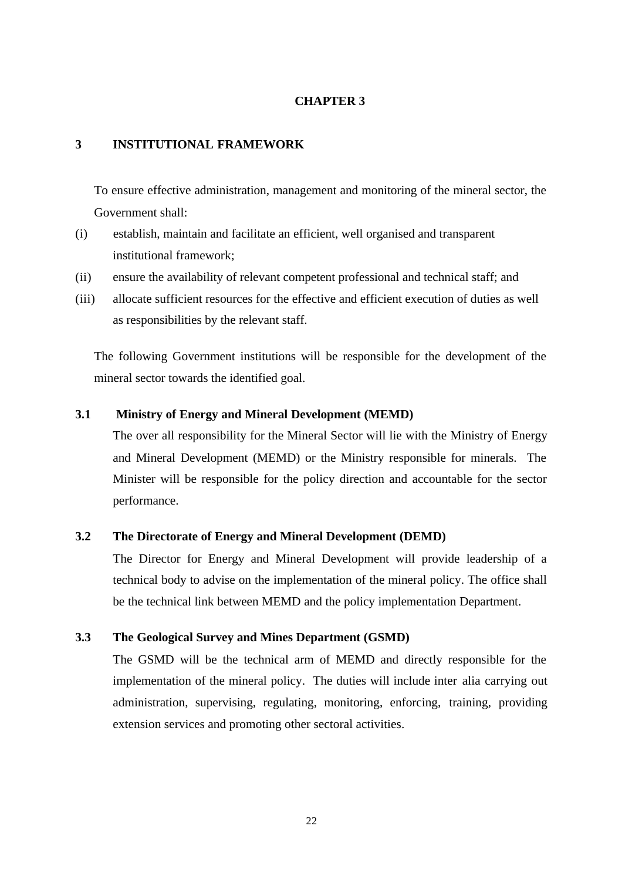# CHAPTER 3

## 3 INSTITUTIONAL FRAMEWORK

To ensure effective administration, management and monitoring of the mineral sector, the Government shall:

(i) establish, maintain and facilitate an efficient, well organised and transparent institutional framework;

(ii) ensure the availability of relevant competent professional and technical staff; and

(iii) allocate sufficient resources for the effective and efficient execution of duties as well as responsibilities by the relevant staff.

The following Government institutions will be responsible for the development of the mineral sector towards the identified goal.

### 3.1 Ministry of Energy and Mineral Development (MEMD)

The over all responsibility for the Mineral Sector will lie with the Ministry of Energy and Mineral Development (MEMD) or the Ministry responsible for minerals. The Minister will be responsible for the policy direction and accountable for the sector performance.

### 3.2 The Directorate of Energy and Mineral Development (DEMD)

The Director for Energy and Mineral Development will provide leadership of a technical body to advise on the implementation of the mineral policy. The office shall be the technical link between MEMD and the policy implementation Department.

### 3.3 The Geological Survey and Mines Department (GSMD)

The GSMD will be the technical arm of MEMD and directly responsible for the implementation of the mineral policy. The duties will include inter alia carrying out administration, supervising, regulating, monitoring, enforcing, training, providing extension services and promoting other sectoral activities.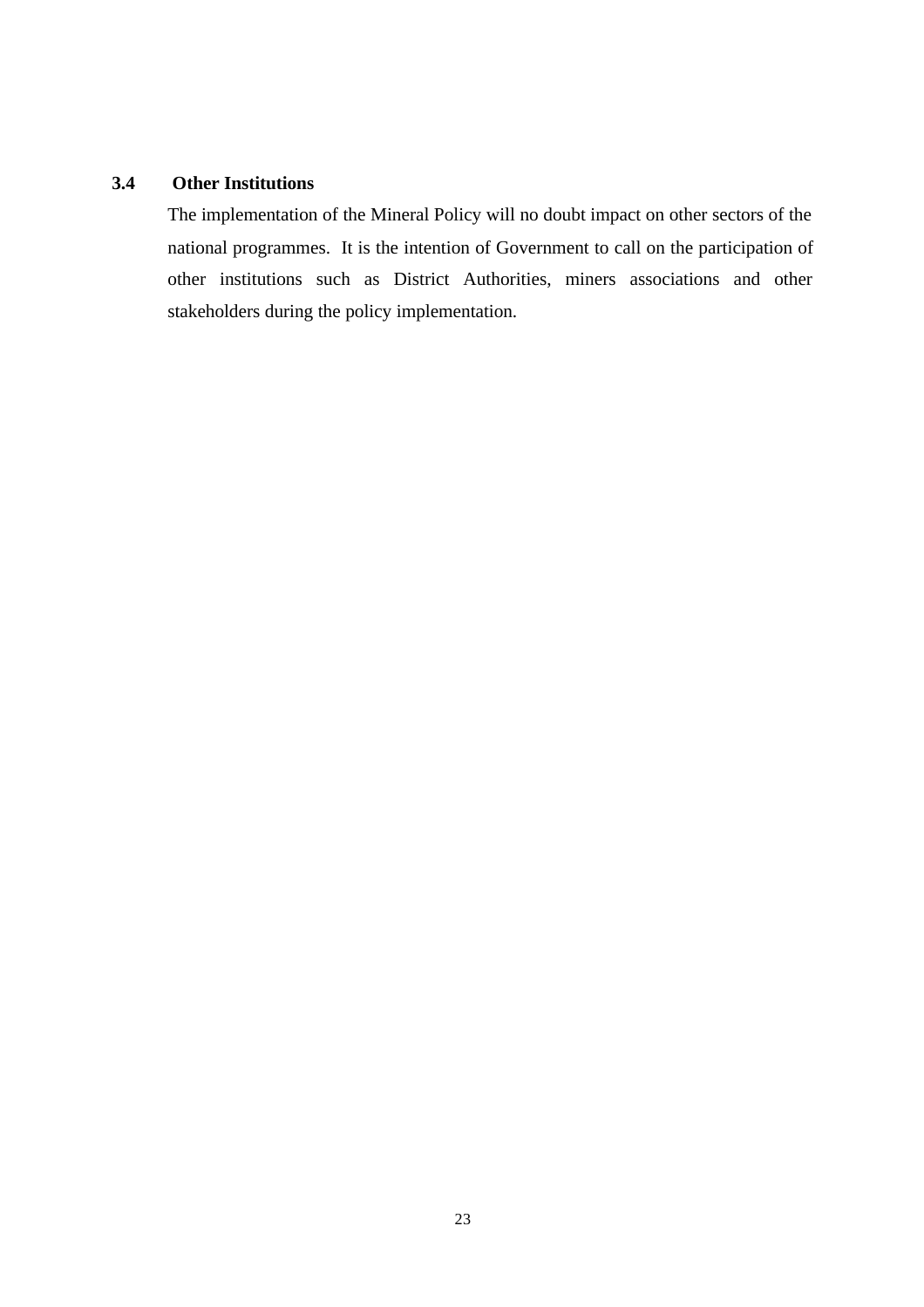### 3.4 Other Institutions

The implementation of the Mineral Policy will no doubt impact on other sectors of the national programmes. It is the intention of Government to call on the participation of other institutions such as District Authorities, miners associations and other stakeholders during the policy implementation.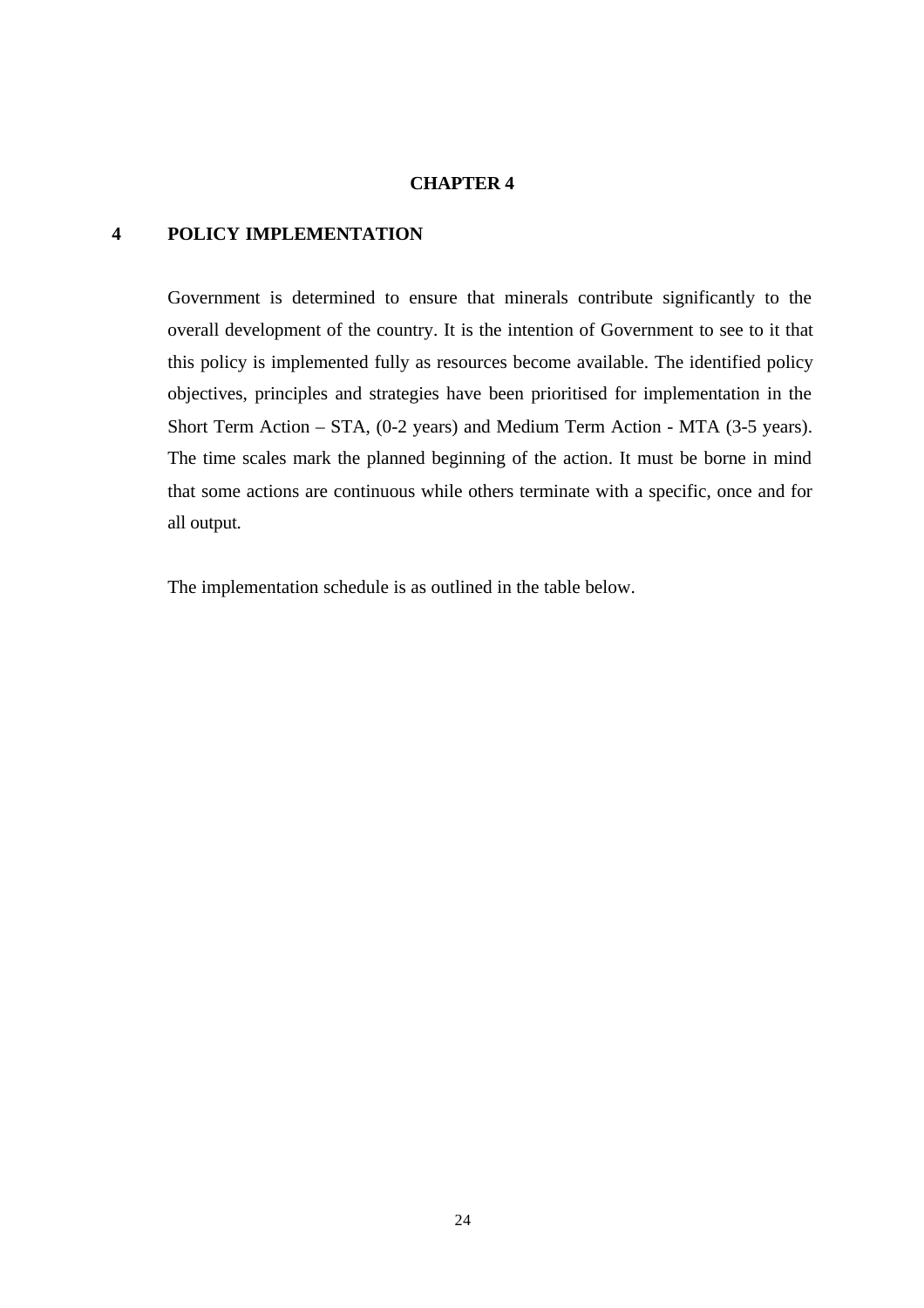**CHAPTER 4**

# 4 POLICY IMPLEMENTATION

Government is determined to ensure that minerals contribute significantly to the overall development of the country. It is the intention of Government to see to it that this policy is implemented fully as resources become available. The identified policy objectives, principles and strategies have been prioritised for implementation in the Short Term Action – STA, (0-2 years) and Medium Term Action - MTA (3-5 years). The time scales mark the planned beginning of the action. It must be borne in mind that some actions are continuous while others terminate with a specific, once and for all output.

The implementation schedule is as outlined in the table below.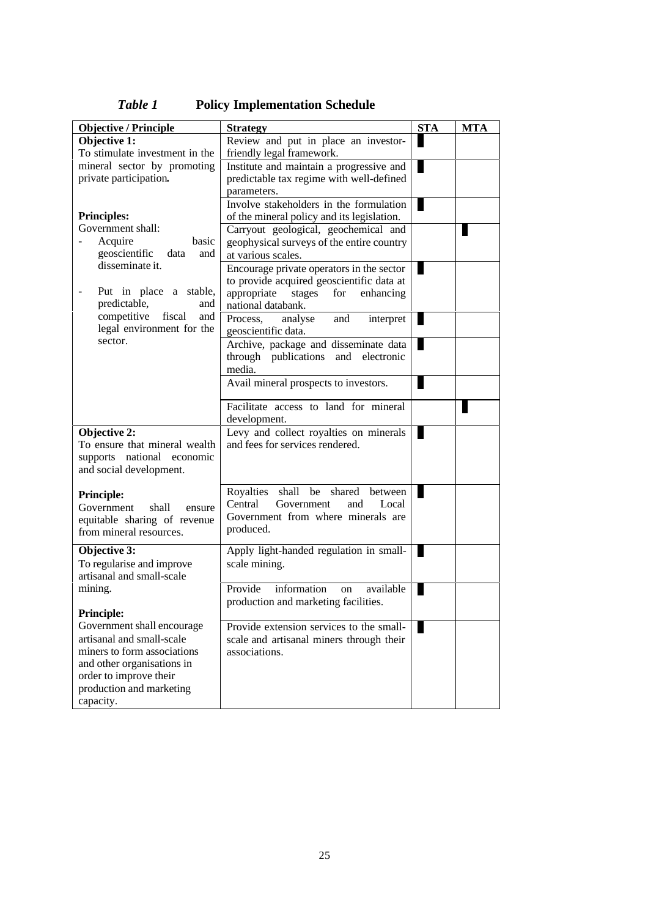*Table 1* **Policy Implementation Schedule**

| Objective / Principle | Strategy | STA | MTA |
|---|---|---|---|
| **Objective 1:** To stimulate investment in the mineral sector by promoting private participation. | Review and put in place an investor-friendly legal framework. | █ | |
| | Institute and maintain a progressive and predictable tax regime with well-defined parameters. | █ | |
| **Principles:** | Involve stakeholders in the formulation of the mineral policy and its legislation. | █ | |
| Government shall: - Acquire basic geoscientific data and disseminate it. | Carryout geological, geochemical and geophysical surveys of the entire country at various scales. | | █ |
| - Put in place a stable, predictable, and competitive fiscal and legal environment for the sector. | Encourage private operators in the sector to provide acquired geoscientific data at appropriate stages for enhancing national databank. | █ | |
| | Process, analyse and interpret geoscientific data. | █ | |
| | Archive, package and disseminate data through publications and electronic media. | █ | |
| | Avail mineral prospects to investors. | █ | |
| | Facilitate access to land for mineral development. | | █ |
| **Objective 2:** To ensure that mineral wealth supports national economic and social development. | Levy and collect royalties on minerals and fees for services rendered. | █ | |
| **Principle:** Government shall ensure equitable sharing of revenue from mineral resources. | Royalties shall be shared between Central Government and Local Government from where minerals are produced. | █ | |
| **Objective 3:** To regularise and improve artisanal and small-scale mining. | Apply light-handed regulation in small-scale mining. | █ | |
| | Provide information on available production and marketing facilities. | █ | |
| **Principle:** Government shall encourage artisanal and small-scale miners to form associations and other organisations in order to improve their production and marketing capacity. | Provide extension services to the small-scale and artisanal miners through their associations. | █ | |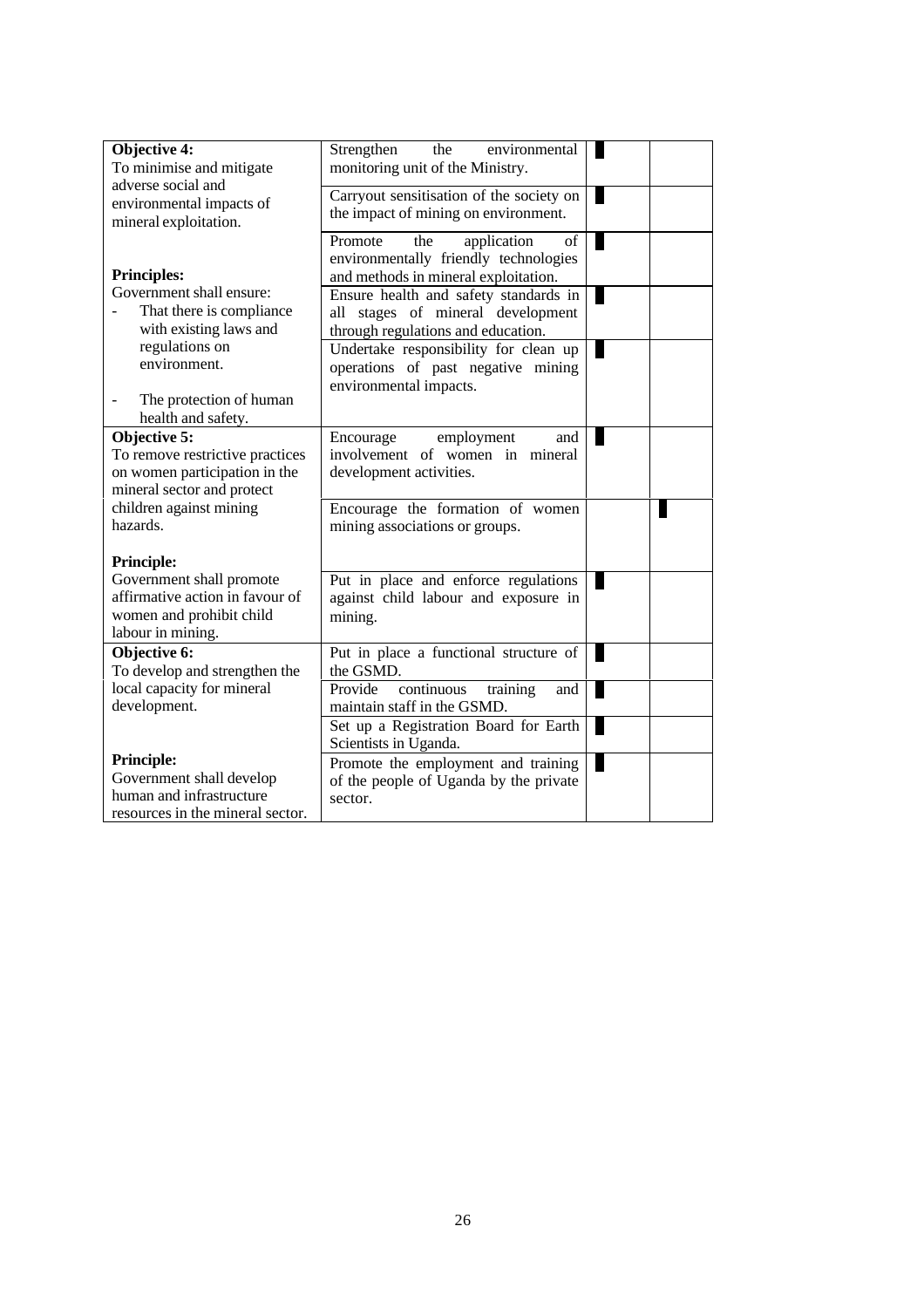| | | | |
|---|---|---|---|
| **Objective 4:**<br>To minimise and mitigate adverse social and environmental impacts of mineral exploitation.<br><br>**Principles:**<br>Government shall ensure:<br>- That there is compliance with existing laws and regulations on environment.<br>- The protection of human health and safety. | Strengthen the environmental monitoring unit of the Ministry. | █ | |
| | Carryout sensitisation of the society on the impact of mining on environment. | █ | |
| | Promote the application of environmentally friendly technologies and methods in mineral exploitation. | █ | |
| | Ensure health and safety standards in all stages of mineral development through regulations and education. | █ | |
| | Undertake responsibility for clean up operations of past negative mining environmental impacts. | █ | |
| **Objective 5:**<br>To remove restrictive practices on women participation in the mineral sector and protect children against mining hazards.<br><br>**Principle:**<br>Government shall promote affirmative action in favour of women and prohibit child labour in mining. | Encourage employment and involvement of women in mineral development activities. | █ | |
| | Encourage the formation of women mining associations or groups. | | █ |
| | Put in place and enforce regulations against child labour and exposure in mining. | █ | |
| **Objective 6:**<br>To develop and strengthen the local capacity for mineral development.<br><br>**Principle:**<br>Government shall develop human and infrastructure resources in the mineral sector. | Put in place a functional structure of the GSMD. | █ | |
| | Provide continuous training and maintain staff in the GSMD. | █ | |
| | Set up a Registration Board for Earth Scientists in Uganda. | █ | |
| | Promote the employment and training of the people of Uganda by the private sector. | █ | |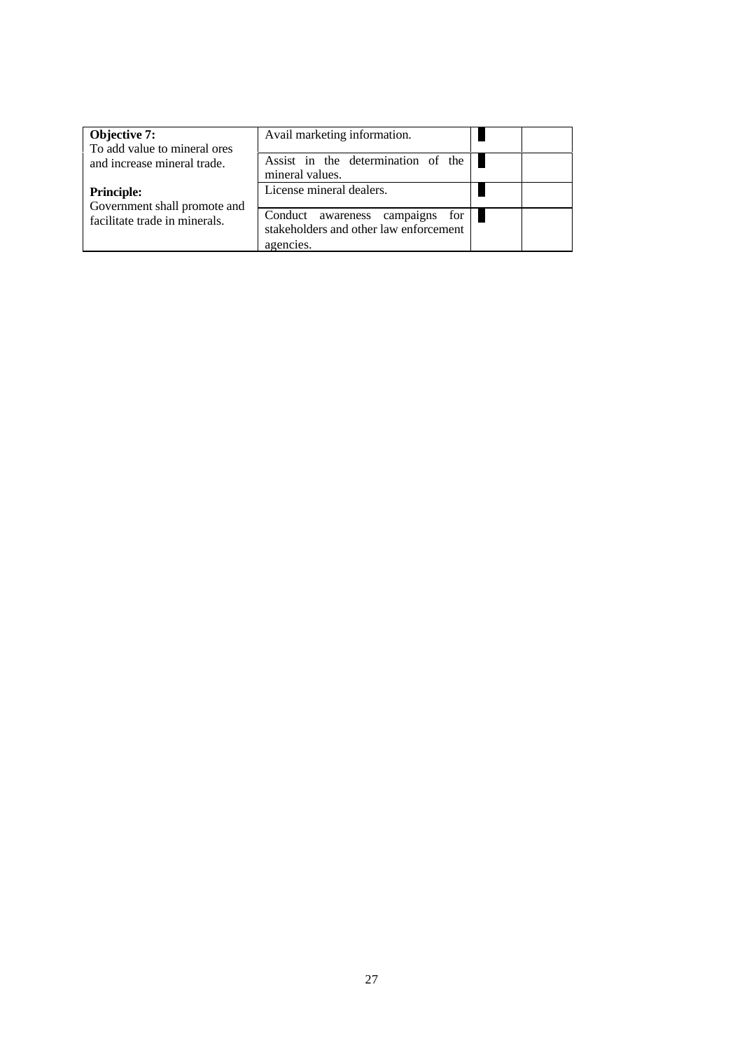| | | | |
|---|---|---|---|
| **Objective 7:**<br>To add value to mineral ores and increase mineral trade.<br><br>**Principle:**<br>Government shall promote and facilitate trade in minerals. | Avail marketing information. | █ | |
| | Assist in the determination of the mineral values. | █ | |
| | License mineral dealers. | █ | |
| | Conduct awareness campaigns for stakeholders and other law enforcement agencies. | █ | |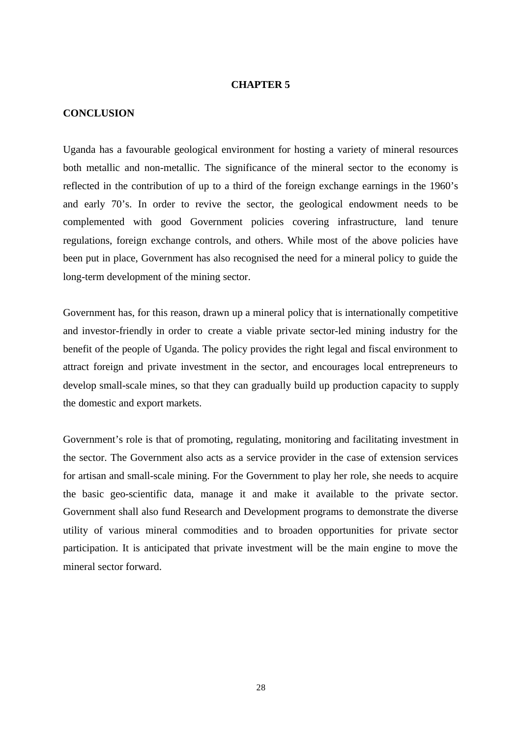# CHAPTER 5

## CONCLUSION

Uganda has a favourable geological environment for hosting a variety of mineral resources both metallic and non-metallic. The significance of the mineral sector to the economy is reflected in the contribution of up to a third of the foreign exchange earnings in the 1960's and early 70's. In order to revive the sector, the geological endowment needs to be complemented with good Government policies covering infrastructure, land tenure regulations, foreign exchange controls, and others. While most of the above policies have been put in place, Government has also recognised the need for a mineral policy to guide the long-term development of the mining sector.

Government has, for this reason, drawn up a mineral policy that is internationally competitive and investor-friendly in order to create a viable private sector-led mining industry for the benefit of the people of Uganda. The policy provides the right legal and fiscal environment to attract foreign and private investment in the sector, and encourages local entrepreneurs to develop small-scale mines, so that they can gradually build up production capacity to supply the domestic and export markets.

Government's role is that of promoting, regulating, monitoring and facilitating investment in the sector. The Government also acts as a service provider in the case of extension services for artisan and small-scale mining. For the Government to play her role, she needs to acquire the basic geo-scientific data, manage it and make it available to the private sector. Government shall also fund Research and Development programs to demonstrate the diverse utility of various mineral commodities and to broaden opportunities for private sector participation. It is anticipated that private investment will be the main engine to move the mineral sector forward.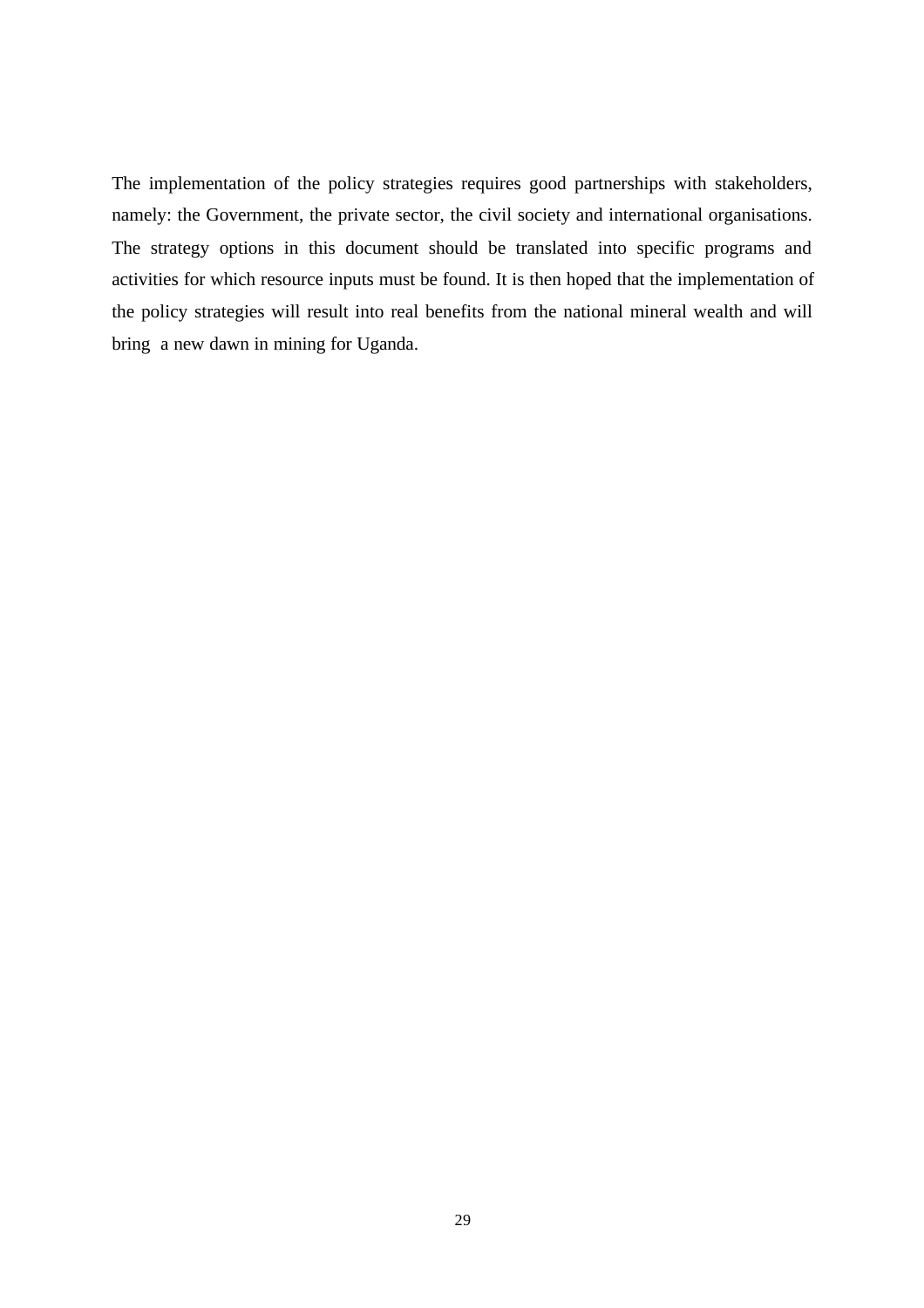The implementation of the policy strategies requires good partnerships with stakeholders, namely: the Government, the private sector, the civil society and international organisations. The strategy options in this document should be translated into specific programs and activities for which resource inputs must be found. It is then hoped that the implementation of the policy strategies will result into real benefits from the national mineral wealth and will bring a new dawn in mining for Uganda.